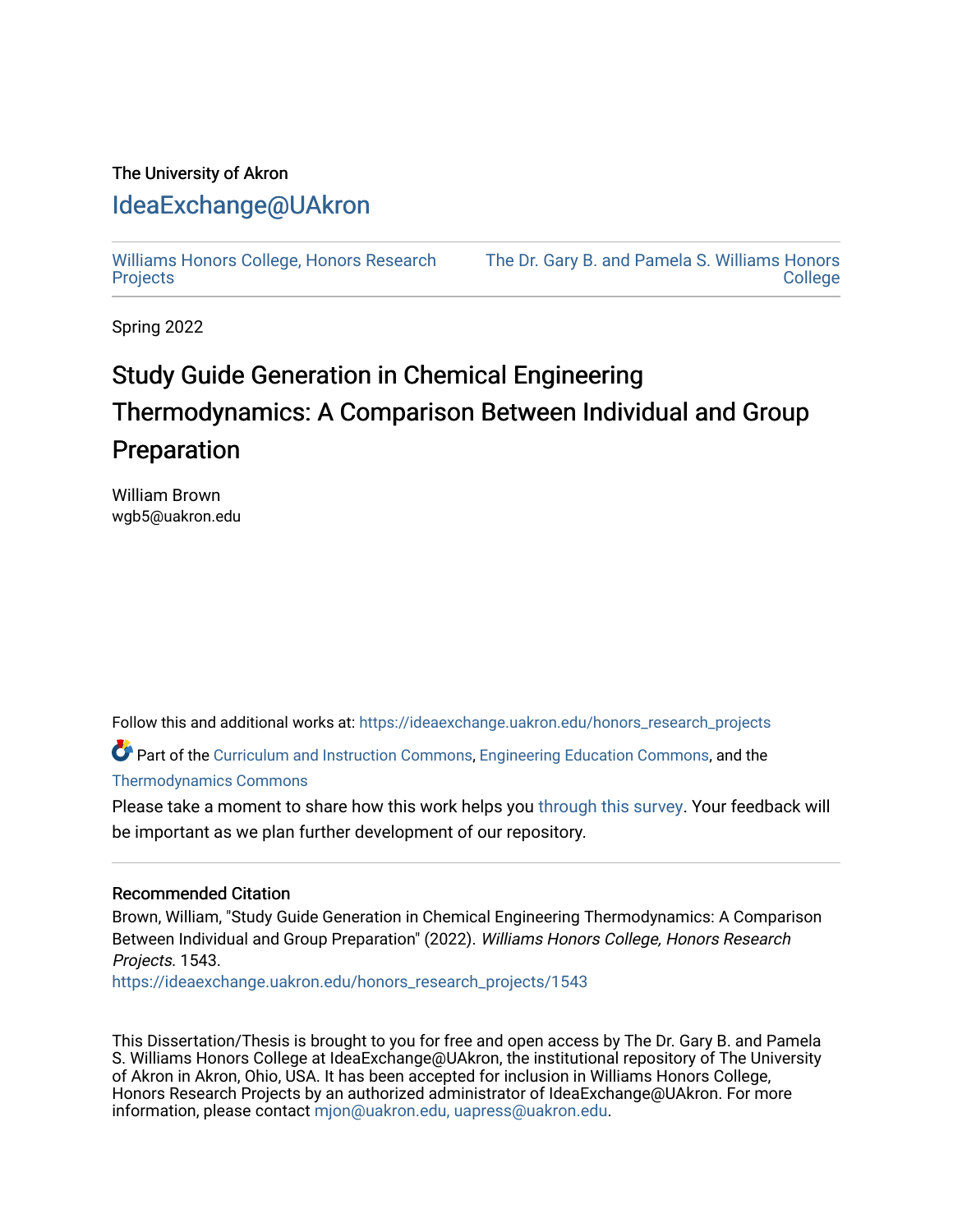The University of Akron

# IdeaExchange@UAkron

Williams Honors College, Honors Research Projects | The Dr. Gary B. and Pamela S. Williams Honors College

Spring 2022

# Study Guide Generation in Chemical Engineering Thermodynamics: A Comparison Between Individual and Group Preparation

William Brown
wgb5@uakron.edu

Follow this and additional works at: https://ideaexchange.uakron.edu/honors_research_projects

Part of the Curriculum and Instruction Commons, Engineering Education Commons, and the Thermodynamics Commons

Please take a moment to share how this work helps you through this survey. Your feedback will be important as we plan further development of our repository.

## Recommended Citation

Brown, William, "Study Guide Generation in Chemical Engineering Thermodynamics: A Comparison Between Individual and Group Preparation" (2022). *Williams Honors College, Honors Research Projects*. 1543.
https://ideaexchange.uakron.edu/honors_research_projects/1543

This Dissertation/Thesis is brought to you for free and open access by The Dr. Gary B. and Pamela S. Williams Honors College at IdeaExchange@UAkron, the institutional repository of The University of Akron in Akron, Ohio, USA. It has been accepted for inclusion in Williams Honors College, Honors Research Projects by an authorized administrator of IdeaExchange@UAkron. For more information, please contact mjon@uakron.edu, uapress@uakron.edu.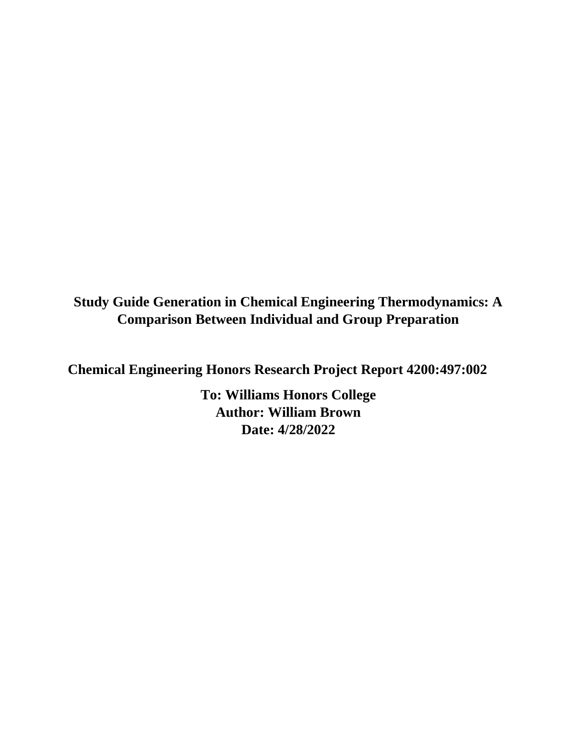# Study Guide Generation in Chemical Engineering Thermodynamics: A Comparison Between Individual and Group Preparation

**Chemical Engineering Honors Research Project Report 4200:497:002**

**To: Williams Honors College**
**Author: William Brown**
**Date: 4/28/2022**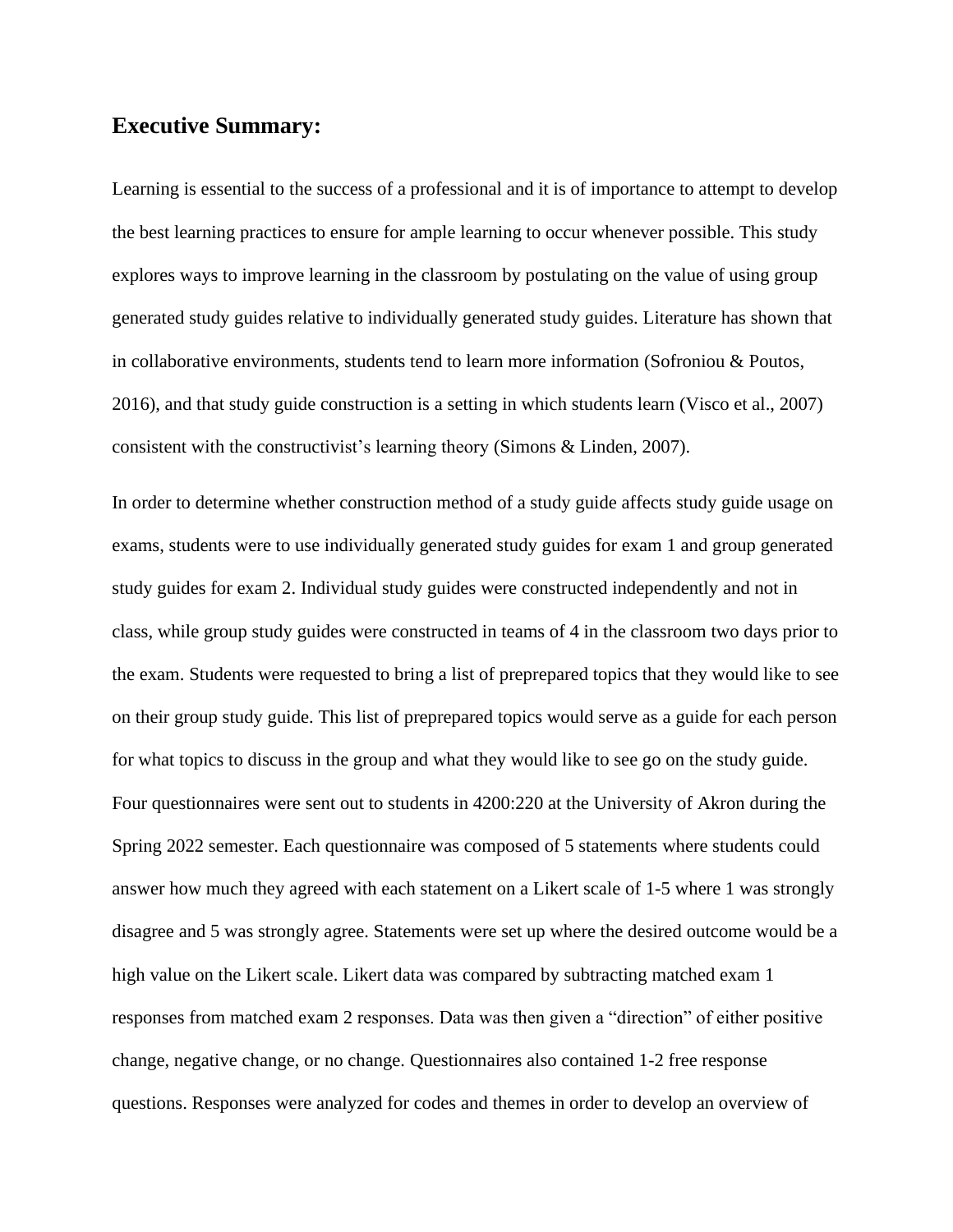## Executive Summary:

Learning is essential to the success of a professional and it is of importance to attempt to develop the best learning practices to ensure for ample learning to occur whenever possible. This study explores ways to improve learning in the classroom by postulating on the value of using group generated study guides relative to individually generated study guides. Literature has shown that in collaborative environments, students tend to learn more information (Sofroniou & Poutos, 2016), and that study guide construction is a setting in which students learn (Visco et al., 2007) consistent with the constructivist's learning theory (Simons & Linden, 2007).

In order to determine whether construction method of a study guide affects study guide usage on exams, students were to use individually generated study guides for exam 1 and group generated study guides for exam 2. Individual study guides were constructed independently and not in class, while group study guides were constructed in teams of 4 in the classroom two days prior to the exam. Students were requested to bring a list of preprepared topics that they would like to see on their group study guide. This list of preprepared topics would serve as a guide for each person for what topics to discuss in the group and what they would like to see go on the study guide. Four questionnaires were sent out to students in 4200:220 at the University of Akron during the Spring 2022 semester. Each questionnaire was composed of 5 statements where students could answer how much they agreed with each statement on a Likert scale of 1-5 where 1 was strongly disagree and 5 was strongly agree. Statements were set up where the desired outcome would be a high value on the Likert scale. Likert data was compared by subtracting matched exam 1 responses from matched exam 2 responses. Data was then given a "direction" of either positive change, negative change, or no change. Questionnaires also contained 1-2 free response questions. Responses were analyzed for codes and themes in order to develop an overview of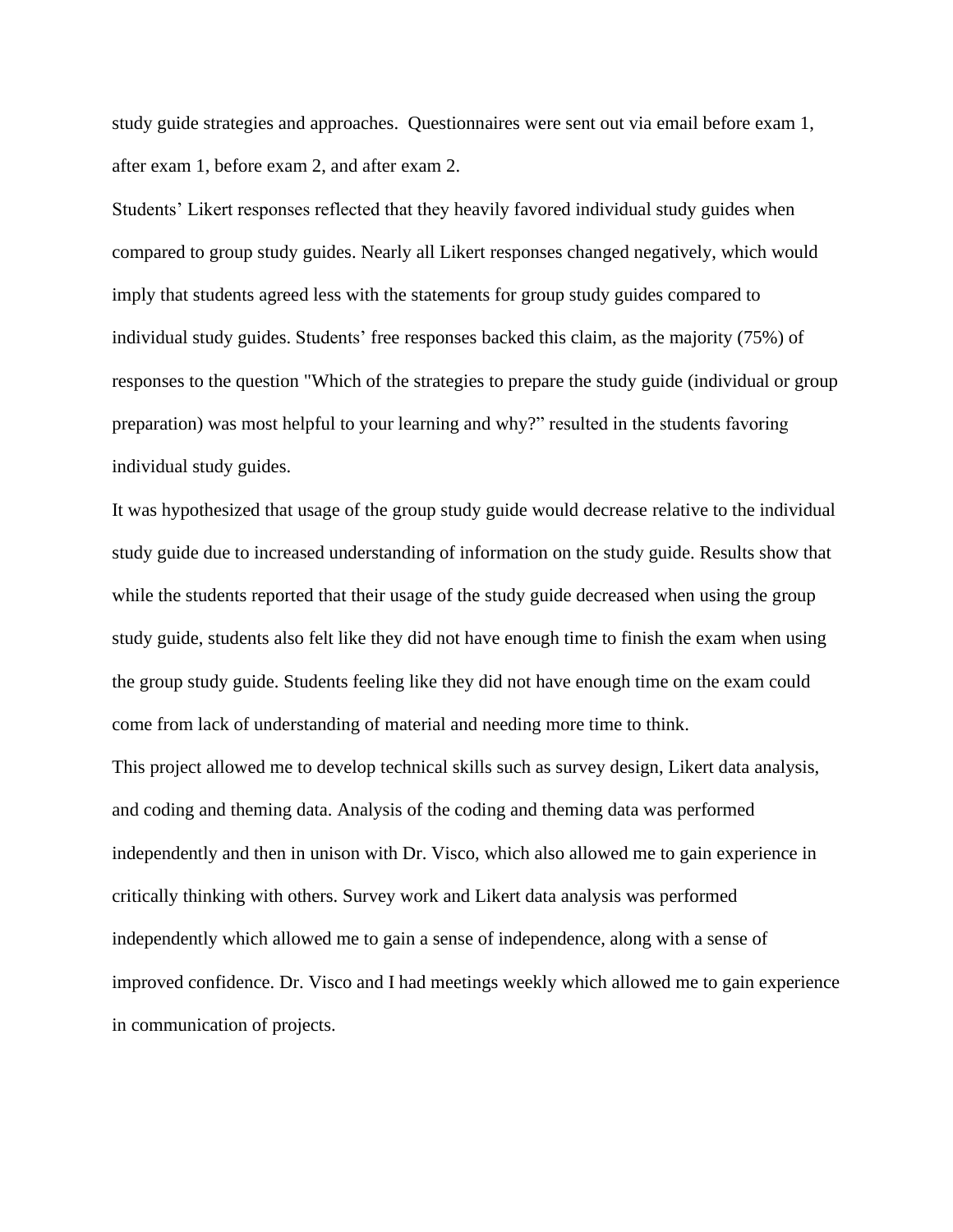study guide strategies and approaches.  Questionnaires were sent out via email before exam 1, after exam 1, before exam 2, and after exam 2.

Students' Likert responses reflected that they heavily favored individual study guides when compared to group study guides. Nearly all Likert responses changed negatively, which would imply that students agreed less with the statements for group study guides compared to individual study guides. Students' free responses backed this claim, as the majority (75%) of responses to the question "Which of the strategies to prepare the study guide (individual or group preparation) was most helpful to your learning and why?" resulted in the students favoring individual study guides.

It was hypothesized that usage of the group study guide would decrease relative to the individual study guide due to increased understanding of information on the study guide. Results show that while the students reported that their usage of the study guide decreased when using the group study guide, students also felt like they did not have enough time to finish the exam when using the group study guide. Students feeling like they did not have enough time on the exam could come from lack of understanding of material and needing more time to think.

This project allowed me to develop technical skills such as survey design, Likert data analysis, and coding and theming data. Analysis of the coding and theming data was performed independently and then in unison with Dr. Visco, which also allowed me to gain experience in critically thinking with others. Survey work and Likert data analysis was performed independently which allowed me to gain a sense of independence, along with a sense of improved confidence. Dr. Visco and I had meetings weekly which allowed me to gain experience in communication of projects.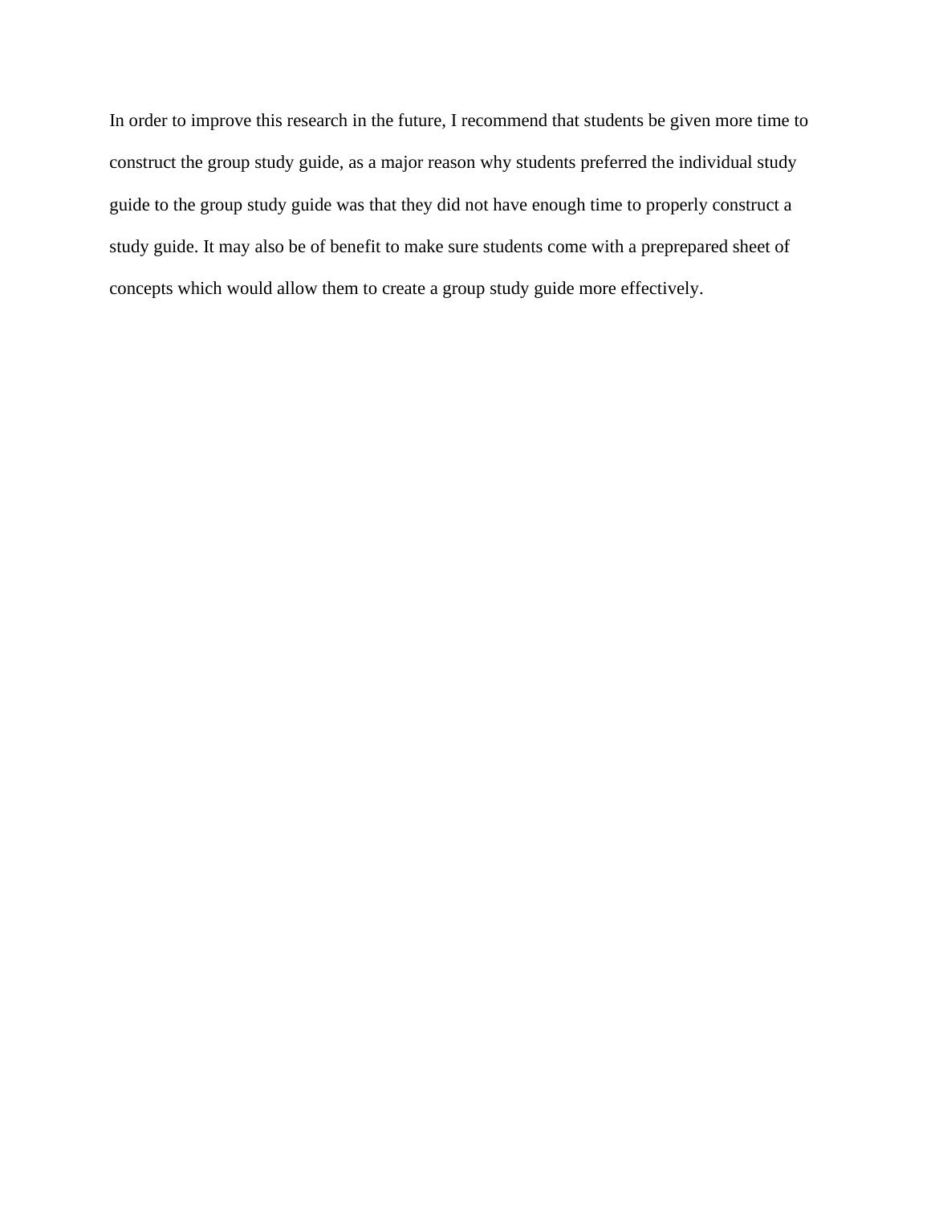In order to improve this research in the future, I recommend that students be given more time to construct the group study guide, as a major reason why students preferred the individual study guide to the group study guide was that they did not have enough time to properly construct a study guide. It may also be of benefit to make sure students come with a preprepared sheet of concepts which would allow them to create a group study guide more effectively.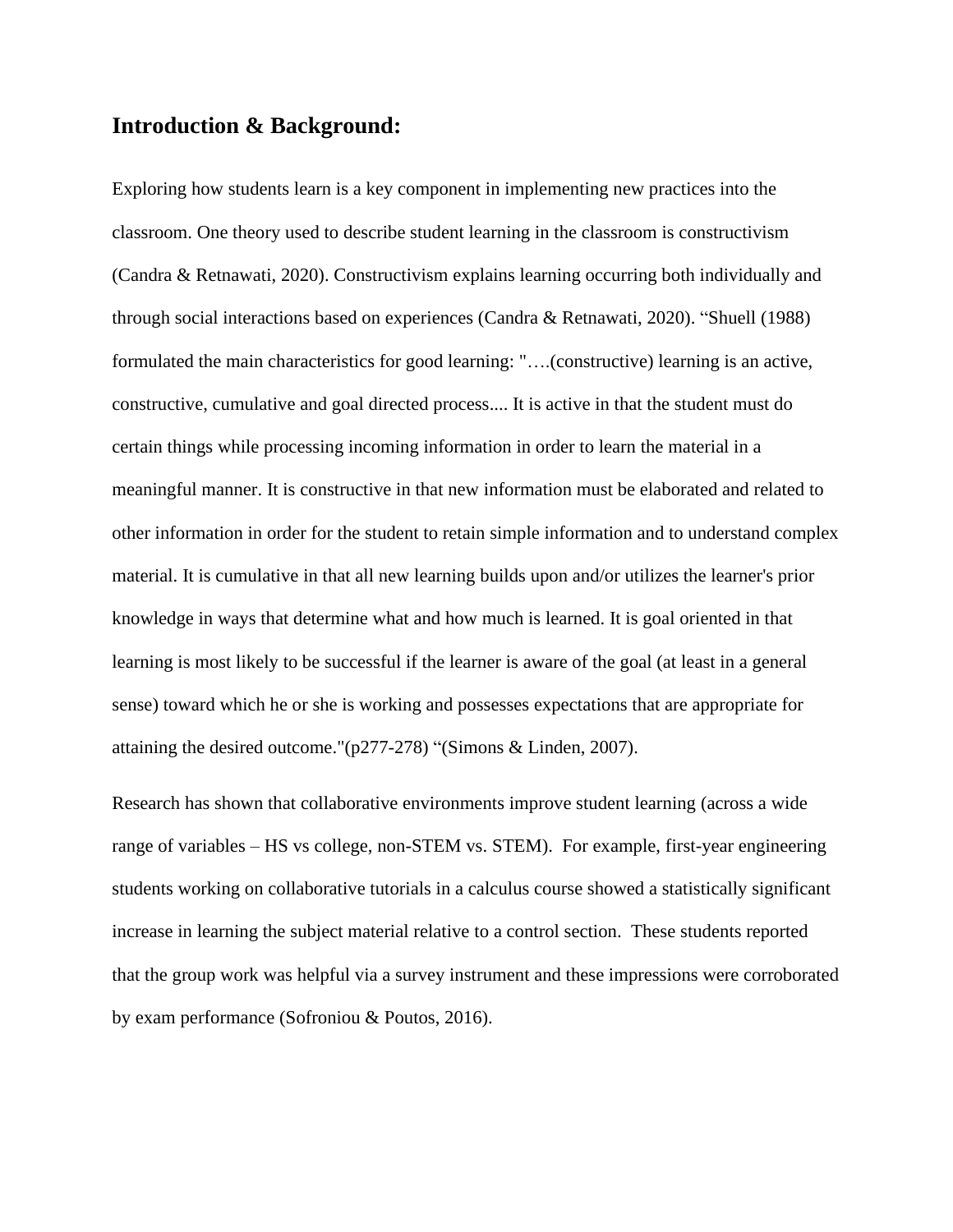## Introduction & Background:

Exploring how students learn is a key component in implementing new practices into the classroom. One theory used to describe student learning in the classroom is constructivism (Candra & Retnawati, 2020). Constructivism explains learning occurring both individually and through social interactions based on experiences (Candra & Retnawati, 2020). "Shuell (1988) formulated the main characteristics for good learning: "….(constructive) learning is an active, constructive, cumulative and goal directed process.... It is active in that the student must do certain things while processing incoming information in order to learn the material in a meaningful manner. It is constructive in that new information must be elaborated and related to other information in order for the student to retain simple information and to understand complex material. It is cumulative in that all new learning builds upon and/or utilizes the learner's prior knowledge in ways that determine what and how much is learned. It is goal oriented in that learning is most likely to be successful if the learner is aware of the goal (at least in a general sense) toward which he or she is working and possesses expectations that are appropriate for attaining the desired outcome."(p277-278) "(Simons & Linden, 2007).

Research has shown that collaborative environments improve student learning (across a wide range of variables – HS vs college, non-STEM vs. STEM). For example, first-year engineering students working on collaborative tutorials in a calculus course showed a statistically significant increase in learning the subject material relative to a control section. These students reported that the group work was helpful via a survey instrument and these impressions were corroborated by exam performance (Sofroniou & Poutos, 2016).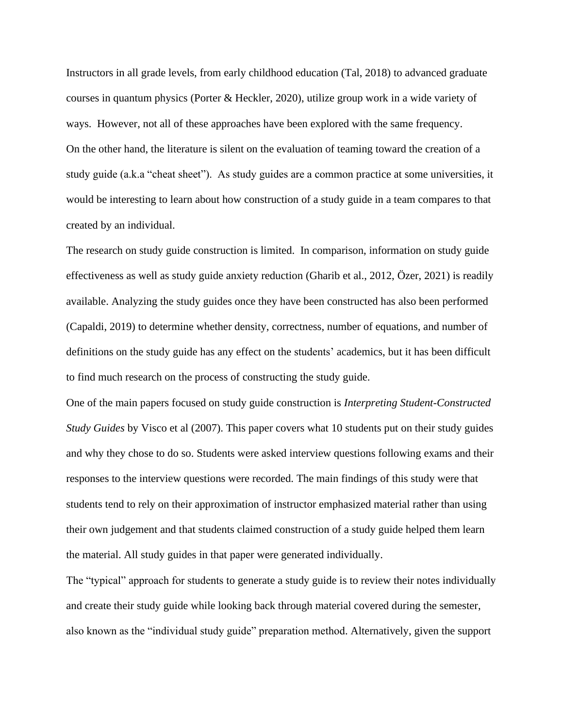Instructors in all grade levels, from early childhood education (Tal, 2018) to advanced graduate courses in quantum physics (Porter & Heckler, 2020), utilize group work in a wide variety of ways. However, not all of these approaches have been explored with the same frequency.

On the other hand, the literature is silent on the evaluation of teaming toward the creation of a study guide (a.k.a "cheat sheet"). As study guides are a common practice at some universities, it would be interesting to learn about how construction of a study guide in a team compares to that created by an individual.

The research on study guide construction is limited. In comparison, information on study guide effectiveness as well as study guide anxiety reduction (Gharib et al., 2012, Özer, 2021) is readily available. Analyzing the study guides once they have been constructed has also been performed (Capaldi, 2019) to determine whether density, correctness, number of equations, and number of definitions on the study guide has any effect on the students' academics, but it has been difficult to find much research on the process of constructing the study guide.

One of the main papers focused on study guide construction is *Interpreting Student-Constructed Study Guides* by Visco et al (2007). This paper covers what 10 students put on their study guides and why they chose to do so. Students were asked interview questions following exams and their responses to the interview questions were recorded. The main findings of this study were that students tend to rely on their approximation of instructor emphasized material rather than using their own judgement and that students claimed construction of a study guide helped them learn the material. All study guides in that paper were generated individually.

The "typical" approach for students to generate a study guide is to review their notes individually and create their study guide while looking back through material covered during the semester, also known as the "individual study guide" preparation method. Alternatively, given the support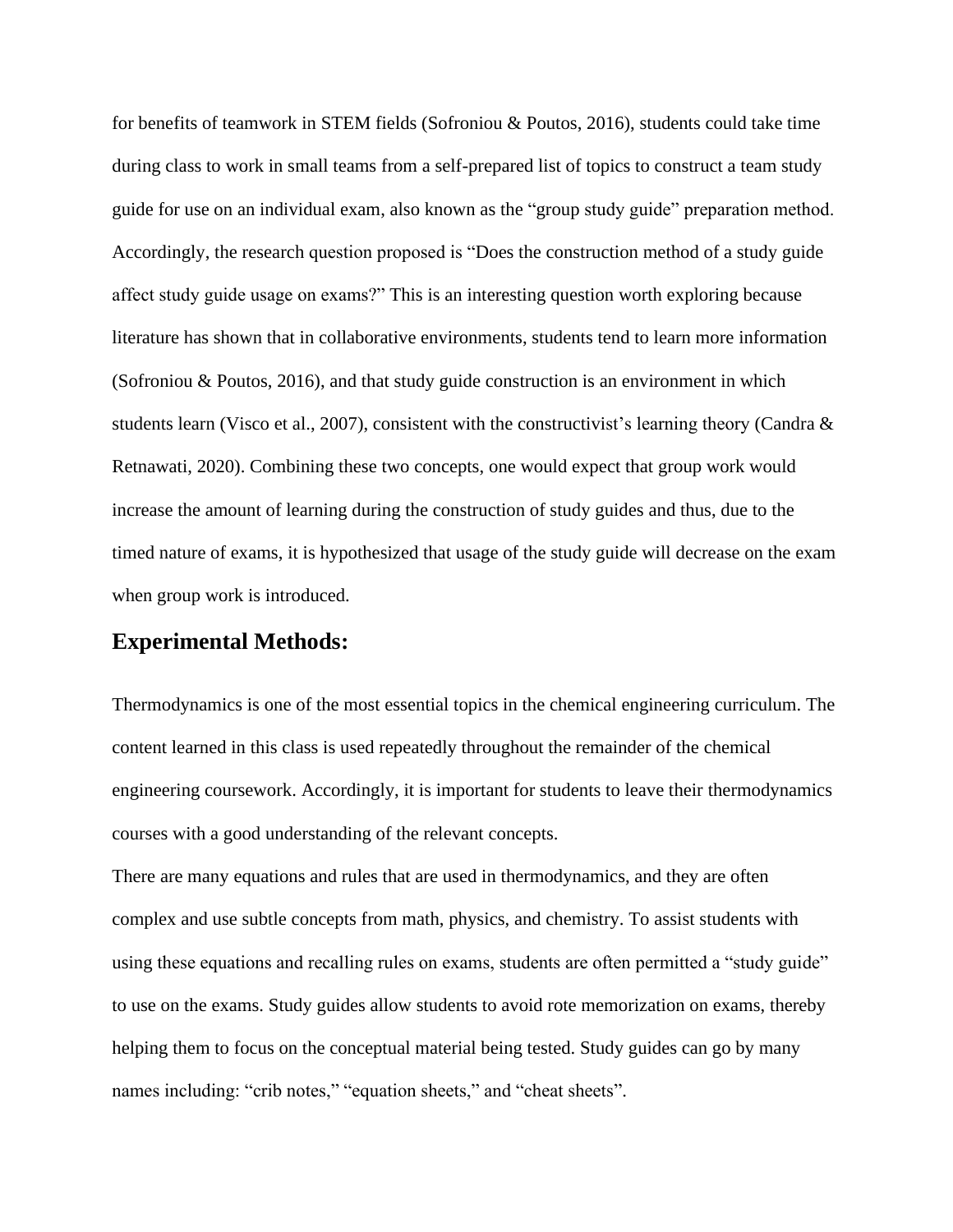for benefits of teamwork in STEM fields (Sofroniou & Poutos, 2016), students could take time during class to work in small teams from a self-prepared list of topics to construct a team study guide for use on an individual exam, also known as the "group study guide" preparation method. Accordingly, the research question proposed is "Does the construction method of a study guide affect study guide usage on exams?" This is an interesting question worth exploring because literature has shown that in collaborative environments, students tend to learn more information (Sofroniou & Poutos, 2016), and that study guide construction is an environment in which students learn (Visco et al., 2007), consistent with the constructivist's learning theory (Candra & Retnawati, 2020). Combining these two concepts, one would expect that group work would increase the amount of learning during the construction of study guides and thus, due to the timed nature of exams, it is hypothesized that usage of the study guide will decrease on the exam when group work is introduced.

## Experimental Methods:

Thermodynamics is one of the most essential topics in the chemical engineering curriculum. The content learned in this class is used repeatedly throughout the remainder of the chemical engineering coursework. Accordingly, it is important for students to leave their thermodynamics courses with a good understanding of the relevant concepts.

There are many equations and rules that are used in thermodynamics, and they are often complex and use subtle concepts from math, physics, and chemistry. To assist students with using these equations and recalling rules on exams, students are often permitted a "study guide" to use on the exams. Study guides allow students to avoid rote memorization on exams, thereby helping them to focus on the conceptual material being tested. Study guides can go by many names including: "crib notes," "equation sheets," and "cheat sheets".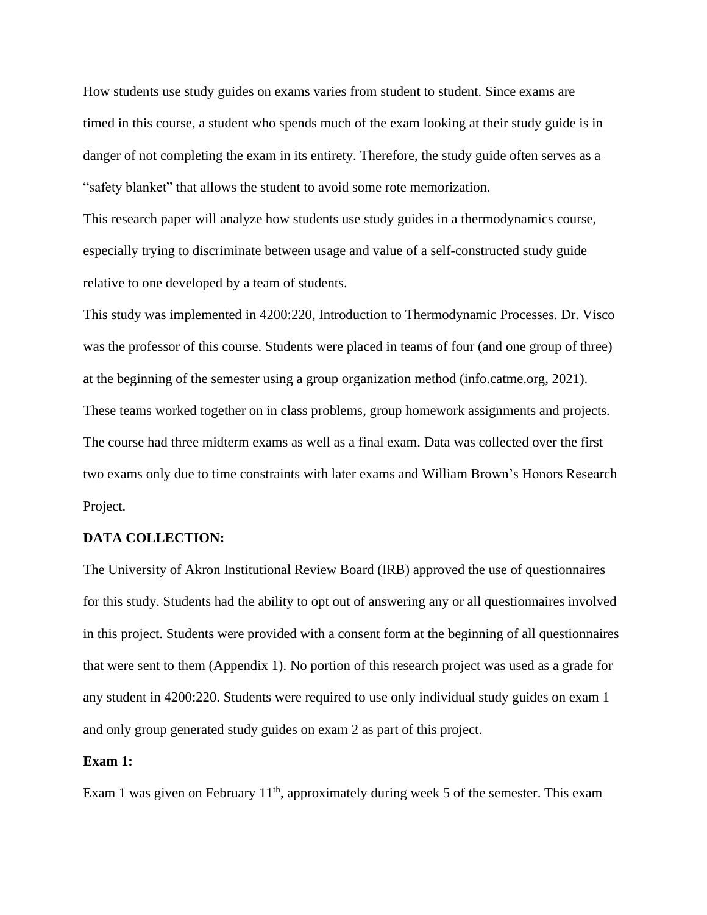How students use study guides on exams varies from student to student. Since exams are timed in this course, a student who spends much of the exam looking at their study guide is in danger of not completing the exam in its entirety. Therefore, the study guide often serves as a "safety blanket" that allows the student to avoid some rote memorization.

This research paper will analyze how students use study guides in a thermodynamics course, especially trying to discriminate between usage and value of a self-constructed study guide relative to one developed by a team of students.

This study was implemented in 4200:220, Introduction to Thermodynamic Processes. Dr. Visco was the professor of this course. Students were placed in teams of four (and one group of three) at the beginning of the semester using a group organization method (info.catme.org, 2021). These teams worked together on in class problems, group homework assignments and projects. The course had three midterm exams as well as a final exam. Data was collected over the first two exams only due to time constraints with later exams and William Brown's Honors Research Project.

**DATA COLLECTION:**

The University of Akron Institutional Review Board (IRB) approved the use of questionnaires for this study. Students had the ability to opt out of answering any or all questionnaires involved in this project. Students were provided with a consent form at the beginning of all questionnaires that were sent to them (Appendix 1). No portion of this research project was used as a grade for any student in 4200:220. Students were required to use only individual study guides on exam 1 and only group generated study guides on exam 2 as part of this project.

**Exam 1:**

Exam 1 was given on February 11th, approximately during week 5 of the semester. This exam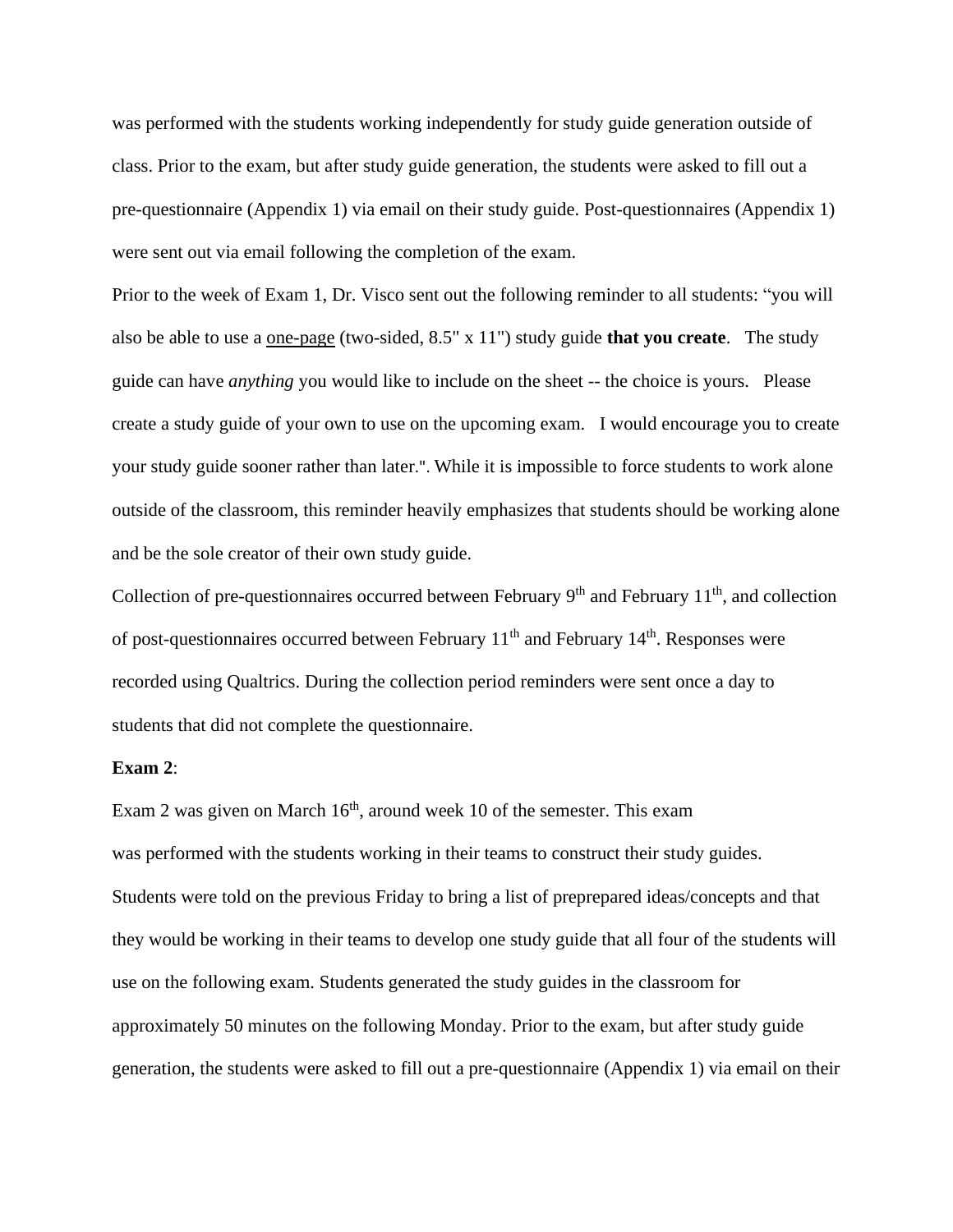was performed with the students working independently for study guide generation outside of class. Prior to the exam, but after study guide generation, the students were asked to fill out a pre-questionnaire (Appendix 1) via email on their study guide. Post-questionnaires (Appendix 1) were sent out via email following the completion of the exam.

Prior to the week of Exam 1, Dr. Visco sent out the following reminder to all students: "you will also be able to use a <u>one-page</u> (two-sided, 8.5" x 11") study guide **that you create**. The study guide can have *anything* you would like to include on the sheet -- the choice is yours. Please create a study guide of your own to use on the upcoming exam. I would encourage you to create your study guide sooner rather than later.". While it is impossible to force students to work alone outside of the classroom, this reminder heavily emphasizes that students should be working alone and be the sole creator of their own study guide.

Collection of pre-questionnaires occurred between February 9th and February 11th, and collection of post-questionnaires occurred between February 11th and February 14th. Responses were recorded using Qualtrics. During the collection period reminders were sent once a day to students that did not complete the questionnaire.

**Exam 2**:

Exam 2 was given on March 16th, around week 10 of the semester. This exam was performed with the students working in their teams to construct their study guides. Students were told on the previous Friday to bring a list of preprepared ideas/concepts and that they would be working in their teams to develop one study guide that all four of the students will use on the following exam. Students generated the study guides in the classroom for approximately 50 minutes on the following Monday. Prior to the exam, but after study guide generation, the students were asked to fill out a pre-questionnaire (Appendix 1) via email on their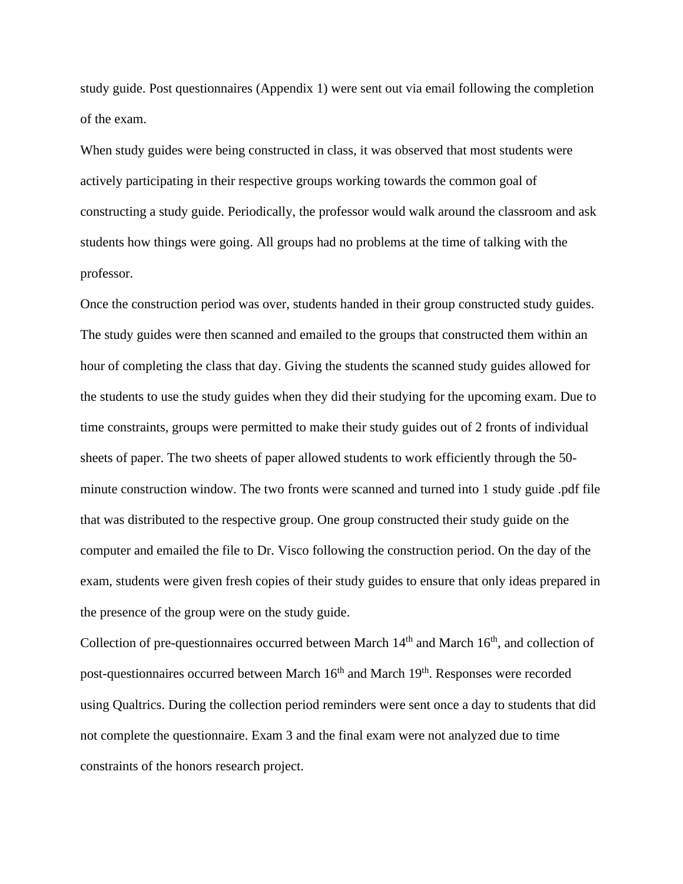study guide. Post questionnaires (Appendix 1) were sent out via email following the completion of the exam.

When study guides were being constructed in class, it was observed that most students were actively participating in their respective groups working towards the common goal of constructing a study guide. Periodically, the professor would walk around the classroom and ask students how things were going. All groups had no problems at the time of talking with the professor.

Once the construction period was over, students handed in their group constructed study guides. The study guides were then scanned and emailed to the groups that constructed them within an hour of completing the class that day. Giving the students the scanned study guides allowed for the students to use the study guides when they did their studying for the upcoming exam. Due to time constraints, groups were permitted to make their study guides out of 2 fronts of individual sheets of paper. The two sheets of paper allowed students to work efficiently through the 50-minute construction window. The two fronts were scanned and turned into 1 study guide .pdf file that was distributed to the respective group. One group constructed their study guide on the computer and emailed the file to Dr. Visco following the construction period. On the day of the exam, students were given fresh copies of their study guides to ensure that only ideas prepared in the presence of the group were on the study guide.

Collection of pre-questionnaires occurred between March 14th and March 16th, and collection of post-questionnaires occurred between March 16th and March 19th. Responses were recorded using Qualtrics. During the collection period reminders were sent once a day to students that did not complete the questionnaire. Exam 3 and the final exam were not analyzed due to time constraints of the honors research project.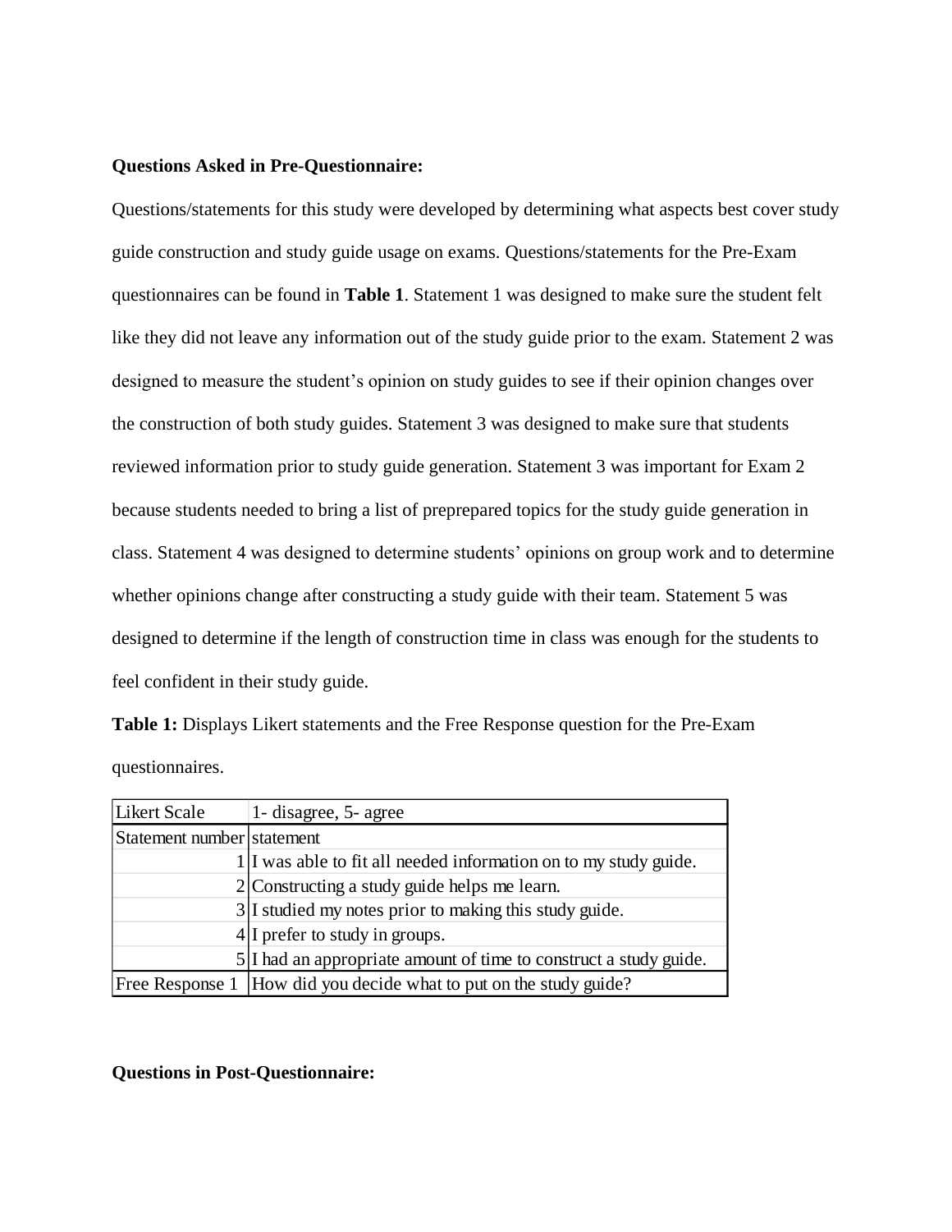**Questions Asked in Pre-Questionnaire:**

Questions/statements for this study were developed by determining what aspects best cover study guide construction and study guide usage on exams. Questions/statements for the Pre-Exam questionnaires can be found in **Table 1**. Statement 1 was designed to make sure the student felt like they did not leave any information out of the study guide prior to the exam. Statement 2 was designed to measure the student's opinion on study guides to see if their opinion changes over the construction of both study guides. Statement 3 was designed to make sure that students reviewed information prior to study guide generation. Statement 3 was important for Exam 2 because students needed to bring a list of preprepared topics for the study guide generation in class. Statement 4 was designed to determine students' opinions on group work and to determine whether opinions change after constructing a study guide with their team. Statement 5 was designed to determine if the length of construction time in class was enough for the students to feel confident in their study guide.

**Table 1:** Displays Likert statements and the Free Response question for the Pre-Exam questionnaires.

| Likert Scale | 1- disagree, 5- agree |
|---|---|
| Statement number | statement |
| 1 | I was able to fit all needed information on to my study guide. |
| 2 | Constructing a study guide helps me learn. |
| 3 | I studied my notes prior to making this study guide. |
| 4 | I prefer to study in groups. |
| 5 | I had an appropriate amount of time to construct a study guide. |
| Free Response 1 | How did you decide what to put on the study guide? |

**Questions in Post-Questionnaire:**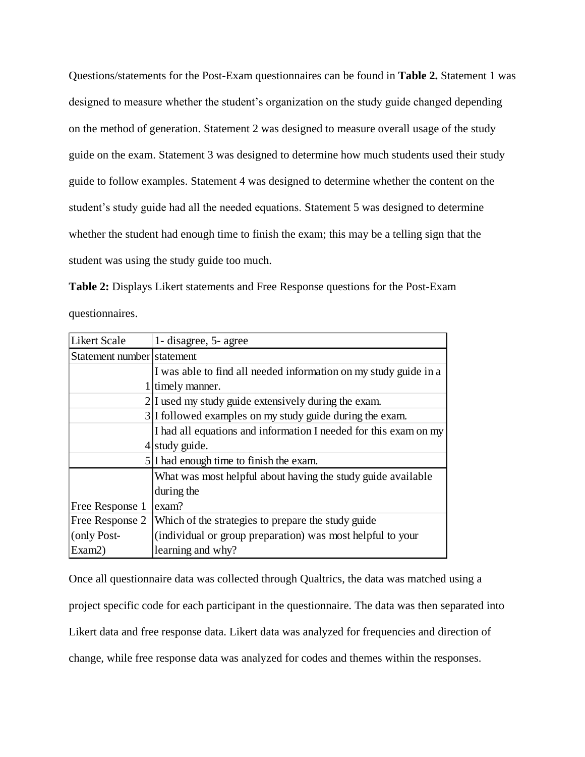Questions/statements for the Post-Exam questionnaires can be found in **Table 2.** Statement 1 was designed to measure whether the student's organization on the study guide changed depending on the method of generation. Statement 2 was designed to measure overall usage of the study guide on the exam. Statement 3 was designed to determine how much students used their study guide to follow examples. Statement 4 was designed to determine whether the content on the student's study guide had all the needed equations. Statement 5 was designed to determine whether the student had enough time to finish the exam; this may be a telling sign that the student was using the study guide too much.

**Table 2:** Displays Likert statements and Free Response questions for the Post-Exam questionnaires.

| Likert Scale | 1- disagree, 5- agree |
|---|---|
| Statement number | statement |
| 1 | I was able to find all needed information on my study guide in a timely manner. |
| 2 | I used my study guide extensively during the exam. |
| 3 | I followed examples on my study guide during the exam. |
| 4 | I had all equations and information I needed for this exam on my study guide. |
| 5 | I had enough time to finish the exam. |
| Free Response 1 | What was most helpful about having the study guide available during the exam? |
| Free Response 2 (only Post-Exam2) | Which of the strategies to prepare the study guide (individual or group preparation) was most helpful to your learning and why? |

Once all questionnaire data was collected through Qualtrics, the data was matched using a project specific code for each participant in the questionnaire. The data was then separated into Likert data and free response data. Likert data was analyzed for frequencies and direction of change, while free response data was analyzed for codes and themes within the responses.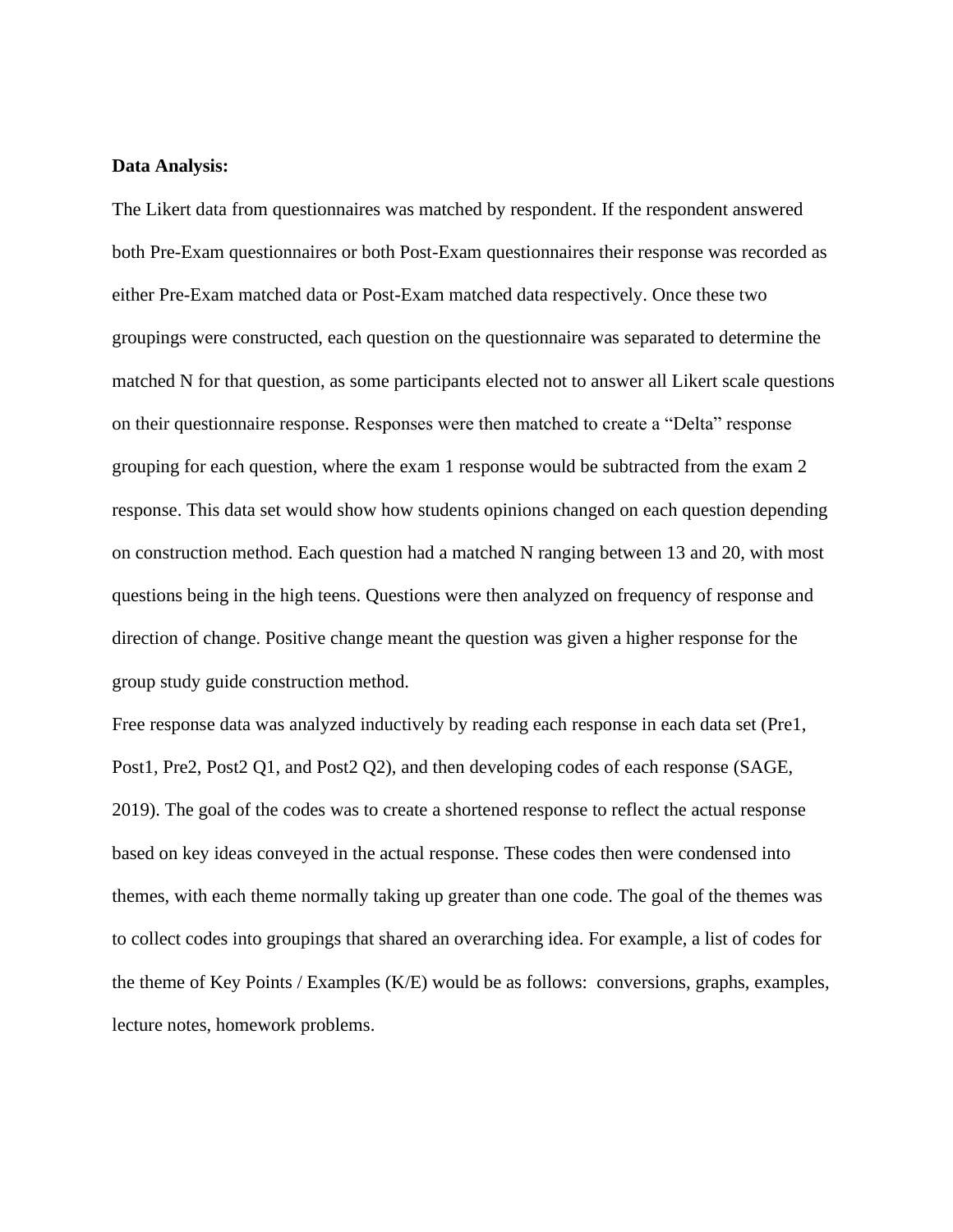**Data Analysis:**

The Likert data from questionnaires was matched by respondent. If the respondent answered both Pre-Exam questionnaires or both Post-Exam questionnaires their response was recorded as either Pre-Exam matched data or Post-Exam matched data respectively. Once these two groupings were constructed, each question on the questionnaire was separated to determine the matched N for that question, as some participants elected not to answer all Likert scale questions on their questionnaire response. Responses were then matched to create a "Delta" response grouping for each question, where the exam 1 response would be subtracted from the exam 2 response. This data set would show how students opinions changed on each question depending on construction method. Each question had a matched N ranging between 13 and 20, with most questions being in the high teens. Questions were then analyzed on frequency of response and direction of change. Positive change meant the question was given a higher response for the group study guide construction method.

Free response data was analyzed inductively by reading each response in each data set (Pre1, Post1, Pre2, Post2 Q1, and Post2 Q2), and then developing codes of each response (SAGE, 2019). The goal of the codes was to create a shortened response to reflect the actual response based on key ideas conveyed in the actual response. These codes then were condensed into themes, with each theme normally taking up greater than one code. The goal of the themes was to collect codes into groupings that shared an overarching idea. For example, a list of codes for the theme of Key Points / Examples (K/E) would be as follows: conversions, graphs, examples, lecture notes, homework problems.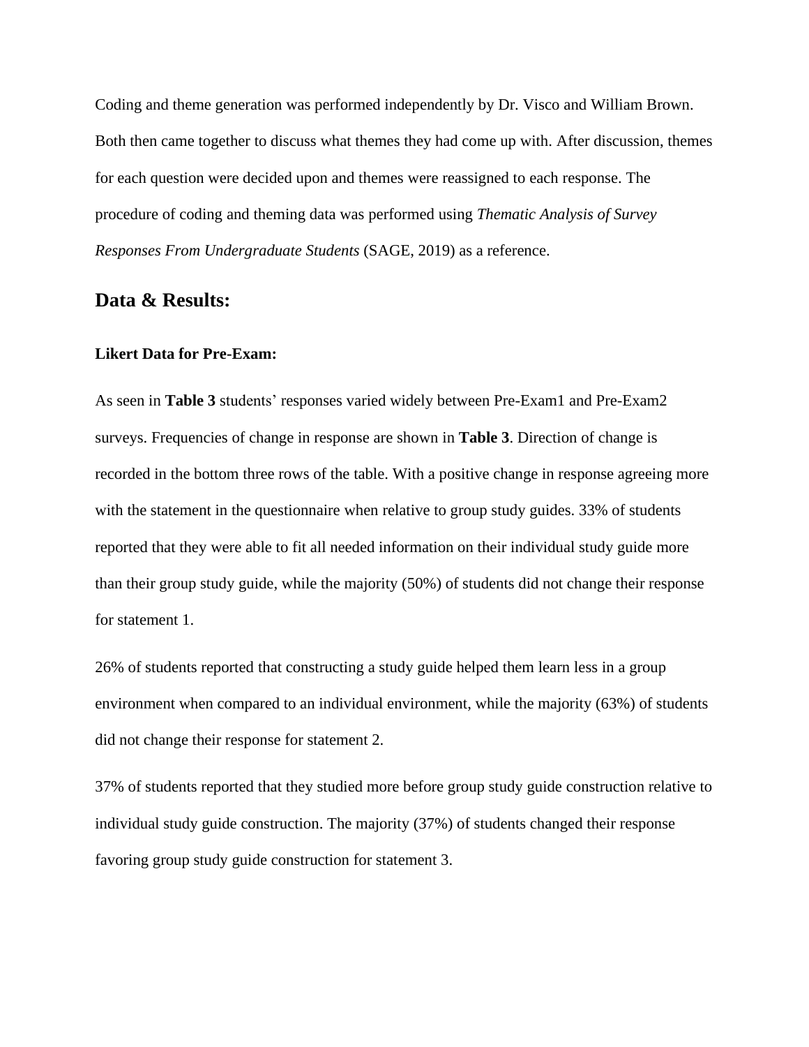Coding and theme generation was performed independently by Dr. Visco and William Brown. Both then came together to discuss what themes they had come up with. After discussion, themes for each question were decided upon and themes were reassigned to each response. The procedure of coding and theming data was performed using *Thematic Analysis of Survey Responses From Undergraduate Students* (SAGE, 2019) as a reference.

## Data & Results:

### Likert Data for Pre-Exam:

As seen in **Table 3** students' responses varied widely between Pre-Exam1 and Pre-Exam2 surveys. Frequencies of change in response are shown in **Table 3**. Direction of change is recorded in the bottom three rows of the table. With a positive change in response agreeing more with the statement in the questionnaire when relative to group study guides. 33% of students reported that they were able to fit all needed information on their individual study guide more than their group study guide, while the majority (50%) of students did not change their response for statement 1.

26% of students reported that constructing a study guide helped them learn less in a group environment when compared to an individual environment, while the majority (63%) of students did not change their response for statement 2.

37% of students reported that they studied more before group study guide construction relative to individual study guide construction. The majority (37%) of students changed their response favoring group study guide construction for statement 3.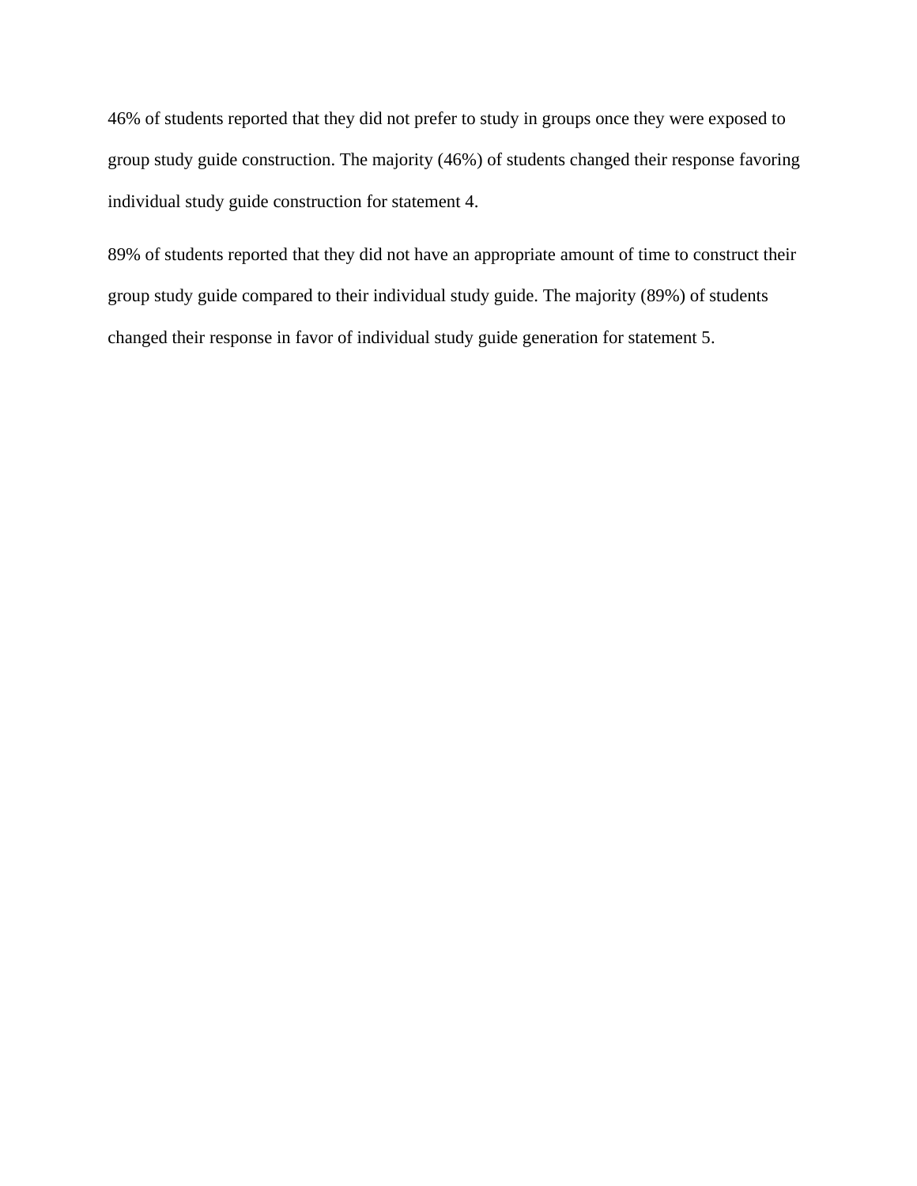46% of students reported that they did not prefer to study in groups once they were exposed to group study guide construction. The majority (46%) of students changed their response favoring individual study guide construction for statement 4.

89% of students reported that they did not have an appropriate amount of time to construct their group study guide compared to their individual study guide. The majority (89%) of students changed their response in favor of individual study guide generation for statement 5.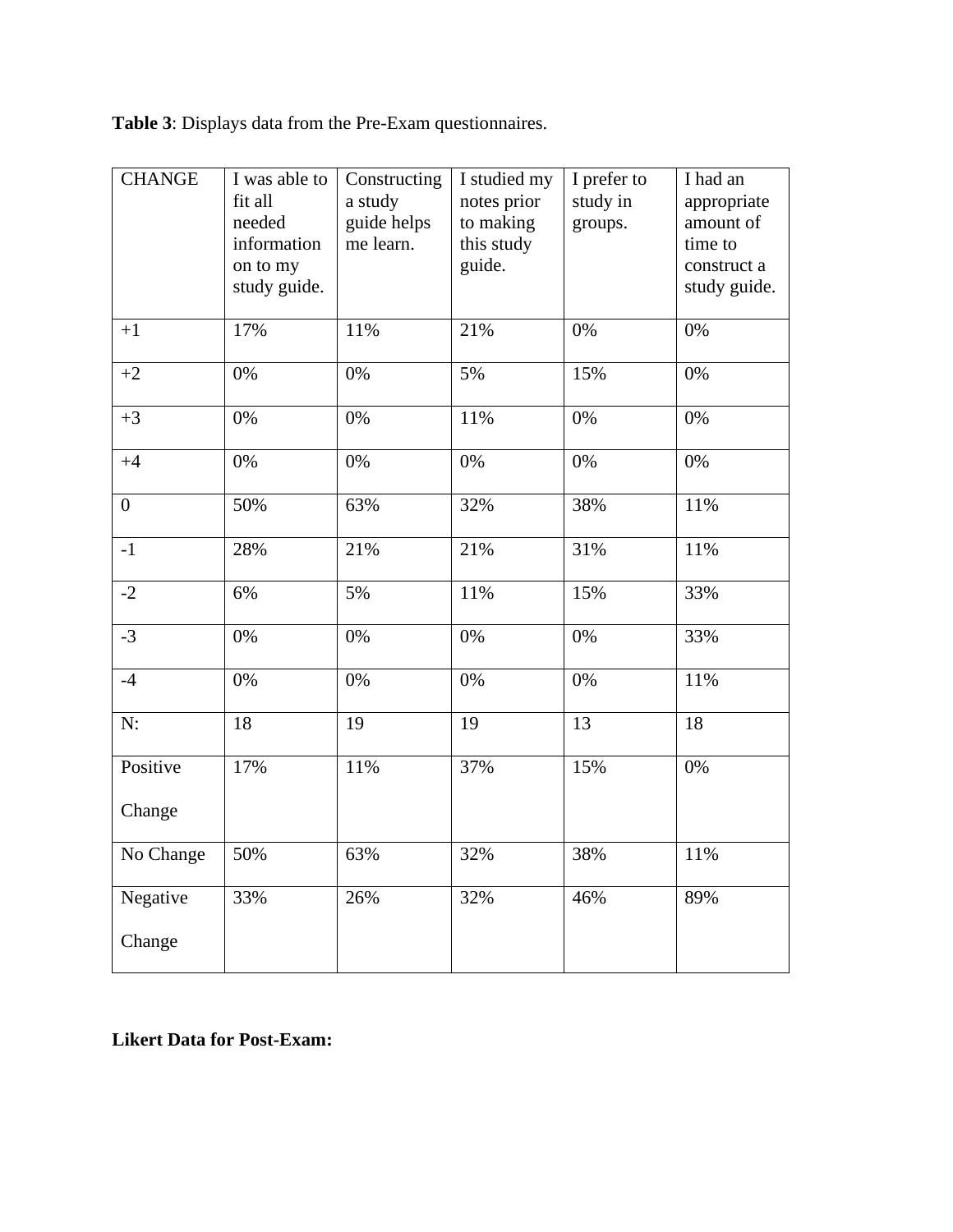**Table 3**: Displays data from the Pre-Exam questionnaires.

| CHANGE | I was able to fit all needed information on to my study guide. | Constructing a study guide helps me learn. | I studied my notes prior to making this study guide. | I prefer to study in groups. | I had an appropriate amount of time to construct a study guide. |
|---|---|---|---|---|---|
| +1 | 17% | 11% | 21% | 0% | 0% |
| +2 | 0% | 0% | 5% | 15% | 0% |
| +3 | 0% | 0% | 11% | 0% | 0% |
| +4 | 0% | 0% | 0% | 0% | 0% |
| 0 | 50% | 63% | 32% | 38% | 11% |
| -1 | 28% | 21% | 21% | 31% | 11% |
| -2 | 6% | 5% | 11% | 15% | 33% |
| -3 | 0% | 0% | 0% | 0% | 33% |
| -4 | 0% | 0% | 0% | 0% | 11% |
| N: | 18 | 19 | 19 | 13 | 18 |
| Positive Change | 17% | 11% | 37% | 15% | 0% |
| No Change | 50% | 63% | 32% | 38% | 11% |
| Negative Change | 33% | 26% | 32% | 46% | 89% |

**Likert Data for Post-Exam:**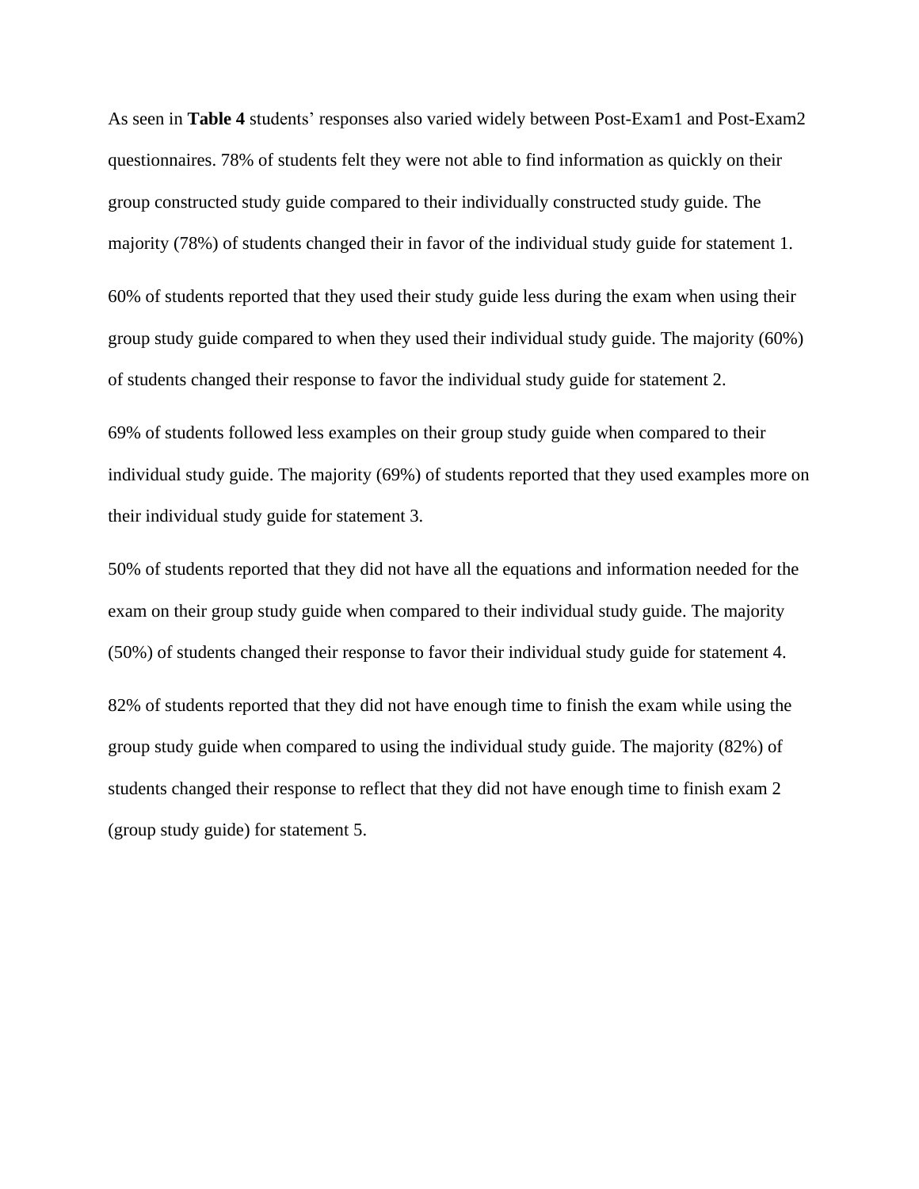As seen in **Table 4** students' responses also varied widely between Post-Exam1 and Post-Exam2 questionnaires. 78% of students felt they were not able to find information as quickly on their group constructed study guide compared to their individually constructed study guide. The majority (78%) of students changed their in favor of the individual study guide for statement 1.

60% of students reported that they used their study guide less during the exam when using their group study guide compared to when they used their individual study guide. The majority (60%) of students changed their response to favor the individual study guide for statement 2.

69% of students followed less examples on their group study guide when compared to their individual study guide. The majority (69%) of students reported that they used examples more on their individual study guide for statement 3.

50% of students reported that they did not have all the equations and information needed for the exam on their group study guide when compared to their individual study guide. The majority (50%) of students changed their response to favor their individual study guide for statement 4.

82% of students reported that they did not have enough time to finish the exam while using the group study guide when compared to using the individual study guide. The majority (82%) of students changed their response to reflect that they did not have enough time to finish exam 2 (group study guide) for statement 5.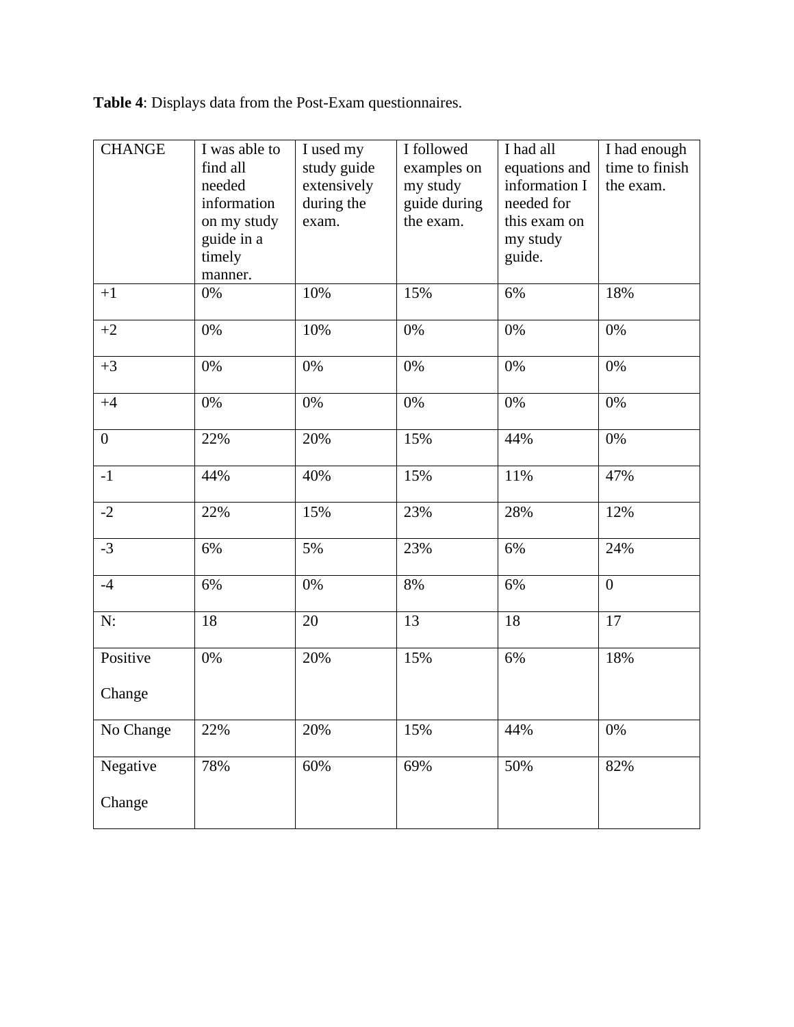**Table 4**: Displays data from the Post-Exam questionnaires.

| CHANGE | I was able to find all needed information on my study guide in a timely manner. | I used my study guide extensively during the exam. | I followed examples on my study guide during the exam. | I had all equations and information I needed for this exam on my study guide. | I had enough time to finish the exam. |
|---|---|---|---|---|---|
| +1 | 0% | 10% | 15% | 6% | 18% |
| +2 | 0% | 10% | 0% | 0% | 0% |
| +3 | 0% | 0% | 0% | 0% | 0% |
| +4 | 0% | 0% | 0% | 0% | 0% |
| 0 | 22% | 20% | 15% | 44% | 0% |
| -1 | 44% | 40% | 15% | 11% | 47% |
| -2 | 22% | 15% | 23% | 28% | 12% |
| -3 | 6% | 5% | 23% | 6% | 24% |
| -4 | 6% | 0% | 8% | 6% | 0 |
| N: | 18 | 20 | 13 | 18 | 17 |
| Positive Change | 0% | 20% | 15% | 6% | 18% |
| No Change | 22% | 20% | 15% | 44% | 0% |
| Negative Change | 78% | 60% | 69% | 50% | 82% |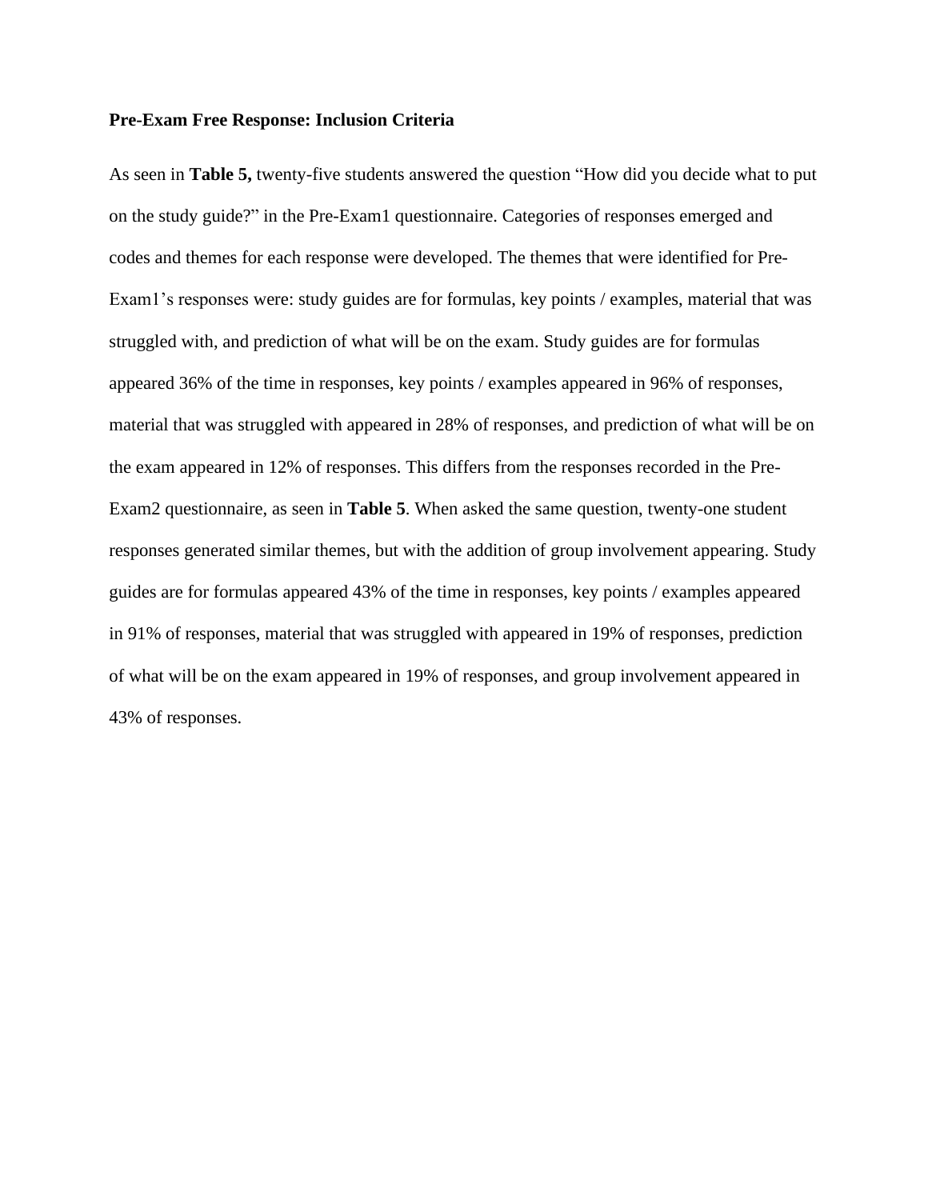**Pre-Exam Free Response: Inclusion Criteria**

As seen in **Table 5,** twenty-five students answered the question "How did you decide what to put on the study guide?" in the Pre-Exam1 questionnaire. Categories of responses emerged and codes and themes for each response were developed. The themes that were identified for Pre-Exam1's responses were: study guides are for formulas, key points / examples, material that was struggled with, and prediction of what will be on the exam. Study guides are for formulas appeared 36% of the time in responses, key points / examples appeared in 96% of responses, material that was struggled with appeared in 28% of responses, and prediction of what will be on the exam appeared in 12% of responses. This differs from the responses recorded in the Pre-Exam2 questionnaire, as seen in **Table 5**. When asked the same question, twenty-one student responses generated similar themes, but with the addition of group involvement appearing. Study guides are for formulas appeared 43% of the time in responses, key points / examples appeared in 91% of responses, material that was struggled with appeared in 19% of responses, prediction of what will be on the exam appeared in 19% of responses, and group involvement appeared in 43% of responses.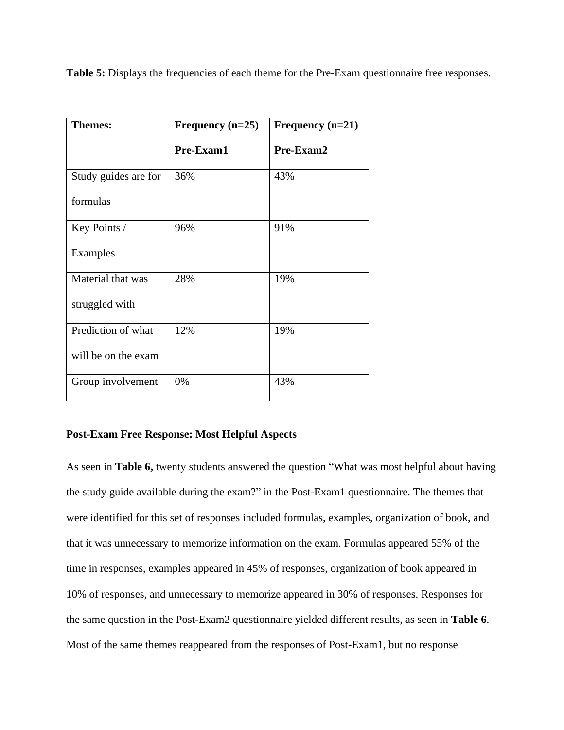**Table 5:** Displays the frequencies of each theme for the Pre-Exam questionnaire free responses.

| Themes: | Frequency (n=25) Pre-Exam1 | Frequency (n=21) Pre-Exam2 |
|---|---|---|
| Study guides are for formulas | 36% | 43% |
| Key Points / Examples | 96% | 91% |
| Material that was struggled with | 28% | 19% |
| Prediction of what will be on the exam | 12% | 19% |
| Group involvement | 0% | 43% |

**Post-Exam Free Response: Most Helpful Aspects**

As seen in **Table 6,** twenty students answered the question "What was most helpful about having the study guide available during the exam?" in the Post-Exam1 questionnaire. The themes that were identified for this set of responses included formulas, examples, organization of book, and that it was unnecessary to memorize information on the exam. Formulas appeared 55% of the time in responses, examples appeared in 45% of responses, organization of book appeared in 10% of responses, and unnecessary to memorize appeared in 30% of responses. Responses for the same question in the Post-Exam2 questionnaire yielded different results, as seen in **Table 6**. Most of the same themes reappeared from the responses of Post-Exam1, but no response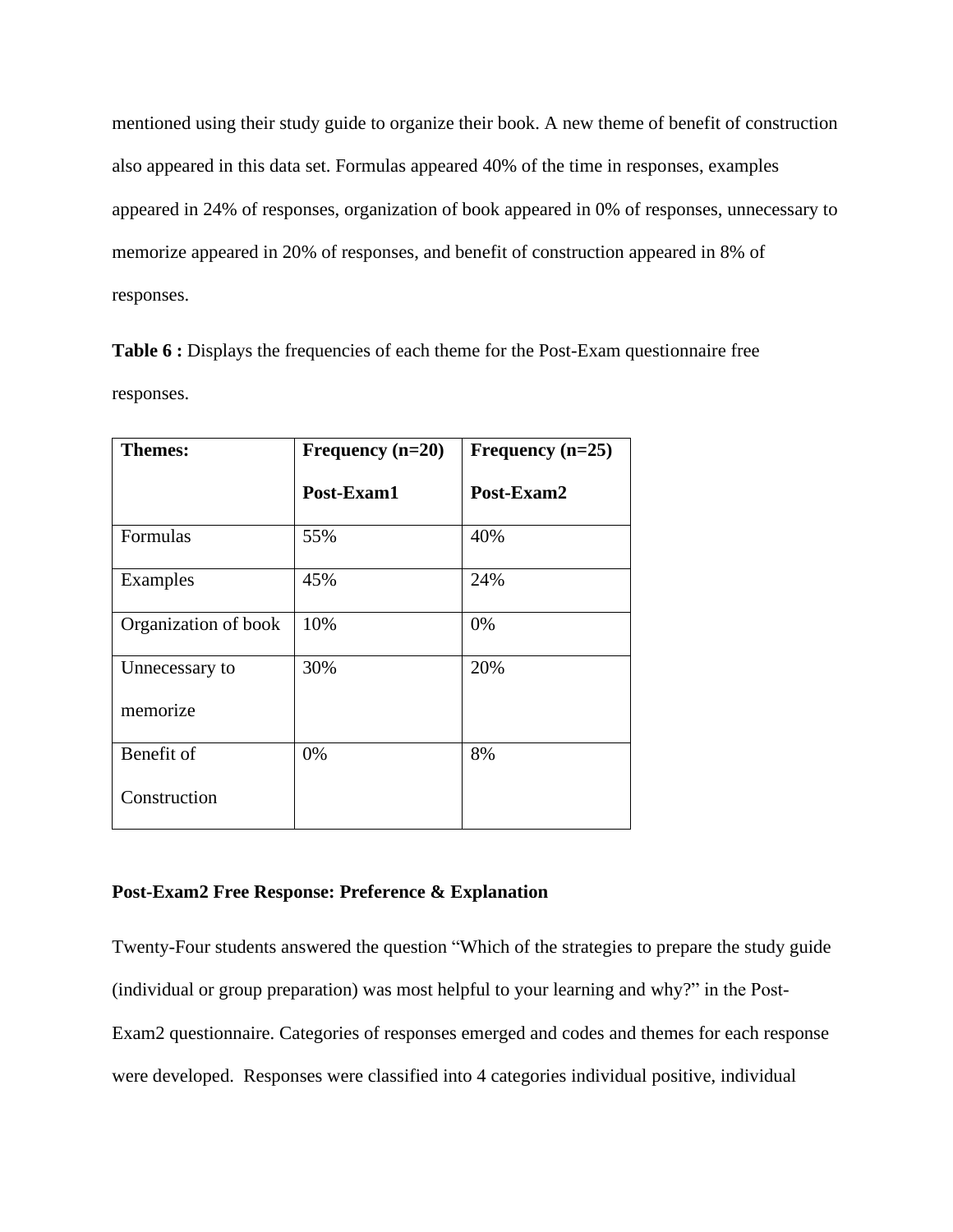mentioned using their study guide to organize their book. A new theme of benefit of construction also appeared in this data set. Formulas appeared 40% of the time in responses, examples appeared in 24% of responses, organization of book appeared in 0% of responses, unnecessary to memorize appeared in 20% of responses, and benefit of construction appeared in 8% of responses.

**Table 6 :** Displays the frequencies of each theme for the Post-Exam questionnaire free responses.

| **Themes:** | **Frequency (n=20) Post-Exam1** | **Frequency (n=25) Post-Exam2** |
|---|---|---|
| Formulas | 55% | 40% |
| Examples | 45% | 24% |
| Organization of book | 10% | 0% |
| Unnecessary to memorize | 30% | 20% |
| Benefit of Construction | 0% | 8% |

**Post-Exam2 Free Response: Preference & Explanation**

Twenty-Four students answered the question "Which of the strategies to prepare the study guide (individual or group preparation) was most helpful to your learning and why?" in the Post-Exam2 questionnaire. Categories of responses emerged and codes and themes for each response were developed. Responses were classified into 4 categories individual positive, individual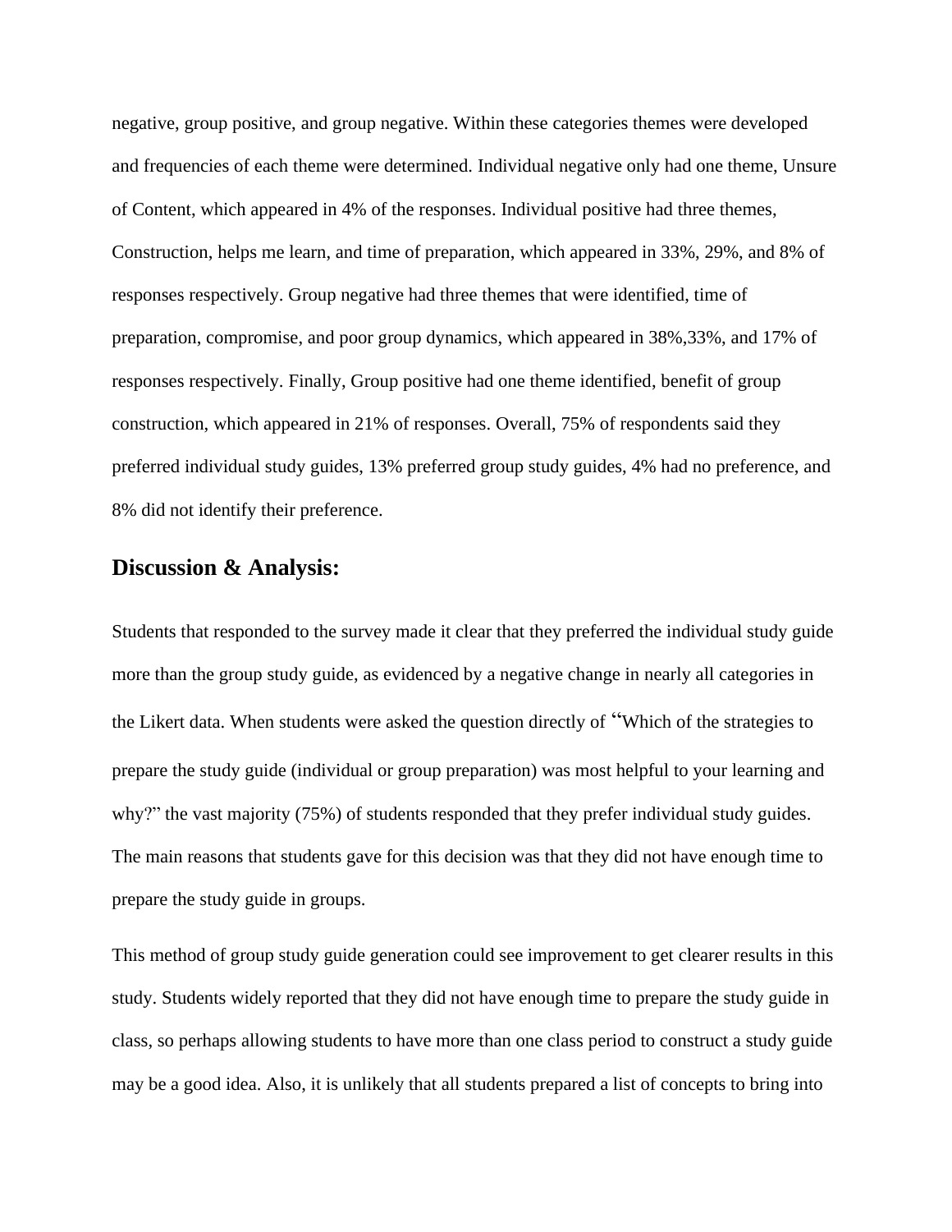negative, group positive, and group negative. Within these categories themes were developed and frequencies of each theme were determined. Individual negative only had one theme, Unsure of Content, which appeared in 4% of the responses. Individual positive had three themes, Construction, helps me learn, and time of preparation, which appeared in 33%, 29%, and 8% of responses respectively. Group negative had three themes that were identified, time of preparation, compromise, and poor group dynamics, which appeared in 38%,33%, and 17% of responses respectively. Finally, Group positive had one theme identified, benefit of group construction, which appeared in 21% of responses. Overall, 75% of respondents said they preferred individual study guides, 13% preferred group study guides, 4% had no preference, and 8% did not identify their preference.

## Discussion & Analysis:

Students that responded to the survey made it clear that they preferred the individual study guide more than the group study guide, as evidenced by a negative change in nearly all categories in the Likert data. When students were asked the question directly of "Which of the strategies to prepare the study guide (individual or group preparation) was most helpful to your learning and why?" the vast majority (75%) of students responded that they prefer individual study guides. The main reasons that students gave for this decision was that they did not have enough time to prepare the study guide in groups.

This method of group study guide generation could see improvement to get clearer results in this study. Students widely reported that they did not have enough time to prepare the study guide in class, so perhaps allowing students to have more than one class period to construct a study guide may be a good idea. Also, it is unlikely that all students prepared a list of concepts to bring into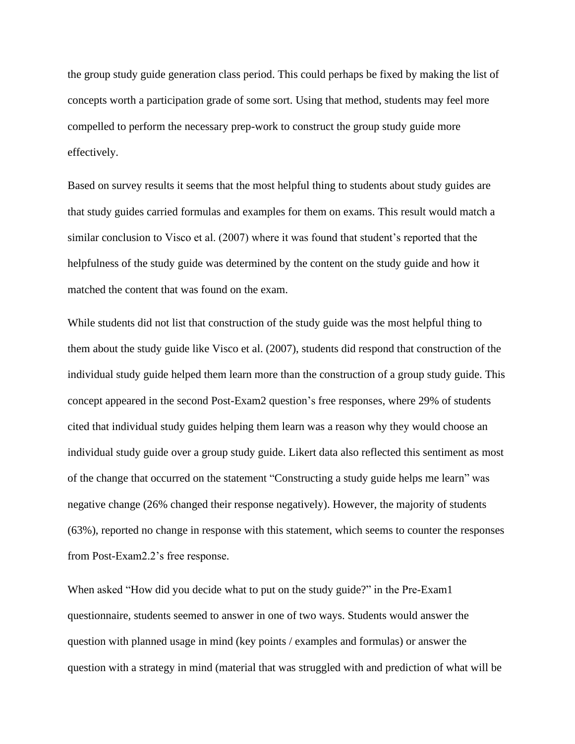the group study guide generation class period. This could perhaps be fixed by making the list of concepts worth a participation grade of some sort. Using that method, students may feel more compelled to perform the necessary prep-work to construct the group study guide more effectively.

Based on survey results it seems that the most helpful thing to students about study guides are that study guides carried formulas and examples for them on exams. This result would match a similar conclusion to Visco et al. (2007) where it was found that student's reported that the helpfulness of the study guide was determined by the content on the study guide and how it matched the content that was found on the exam.

While students did not list that construction of the study guide was the most helpful thing to them about the study guide like Visco et al. (2007), students did respond that construction of the individual study guide helped them learn more than the construction of a group study guide. This concept appeared in the second Post-Exam2 question's free responses, where 29% of students cited that individual study guides helping them learn was a reason why they would choose an individual study guide over a group study guide. Likert data also reflected this sentiment as most of the change that occurred on the statement "Constructing a study guide helps me learn" was negative change (26% changed their response negatively). However, the majority of students (63%), reported no change in response with this statement, which seems to counter the responses from Post-Exam2.2's free response.

When asked "How did you decide what to put on the study guide?" in the Pre-Exam1 questionnaire, students seemed to answer in one of two ways. Students would answer the question with planned usage in mind (key points / examples and formulas) or answer the question with a strategy in mind (material that was struggled with and prediction of what will be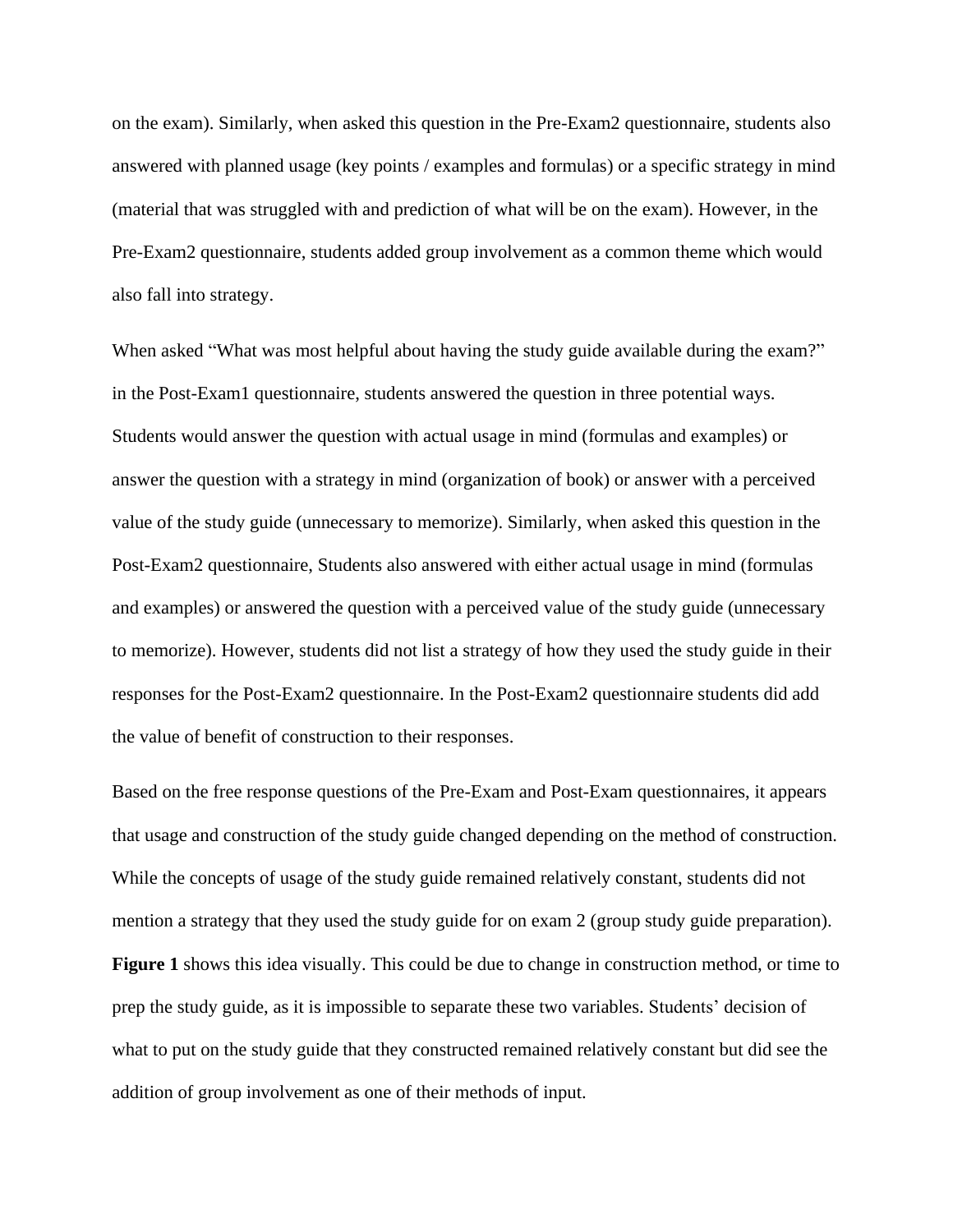on the exam). Similarly, when asked this question in the Pre-Exam2 questionnaire, students also answered with planned usage (key points / examples and formulas) or a specific strategy in mind (material that was struggled with and prediction of what will be on the exam). However, in the Pre-Exam2 questionnaire, students added group involvement as a common theme which would also fall into strategy.

When asked "What was most helpful about having the study guide available during the exam?" in the Post-Exam1 questionnaire, students answered the question in three potential ways. Students would answer the question with actual usage in mind (formulas and examples) or answer the question with a strategy in mind (organization of book) or answer with a perceived value of the study guide (unnecessary to memorize). Similarly, when asked this question in the Post-Exam2 questionnaire, Students also answered with either actual usage in mind (formulas and examples) or answered the question with a perceived value of the study guide (unnecessary to memorize). However, students did not list a strategy of how they used the study guide in their responses for the Post-Exam2 questionnaire. In the Post-Exam2 questionnaire students did add the value of benefit of construction to their responses.

Based on the free response questions of the Pre-Exam and Post-Exam questionnaires, it appears that usage and construction of the study guide changed depending on the method of construction. While the concepts of usage of the study guide remained relatively constant, students did not mention a strategy that they used the study guide for on exam 2 (group study guide preparation). **Figure 1** shows this idea visually. This could be due to change in construction method, or time to prep the study guide, as it is impossible to separate these two variables. Students' decision of what to put on the study guide that they constructed remained relatively constant but did see the addition of group involvement as one of their methods of input.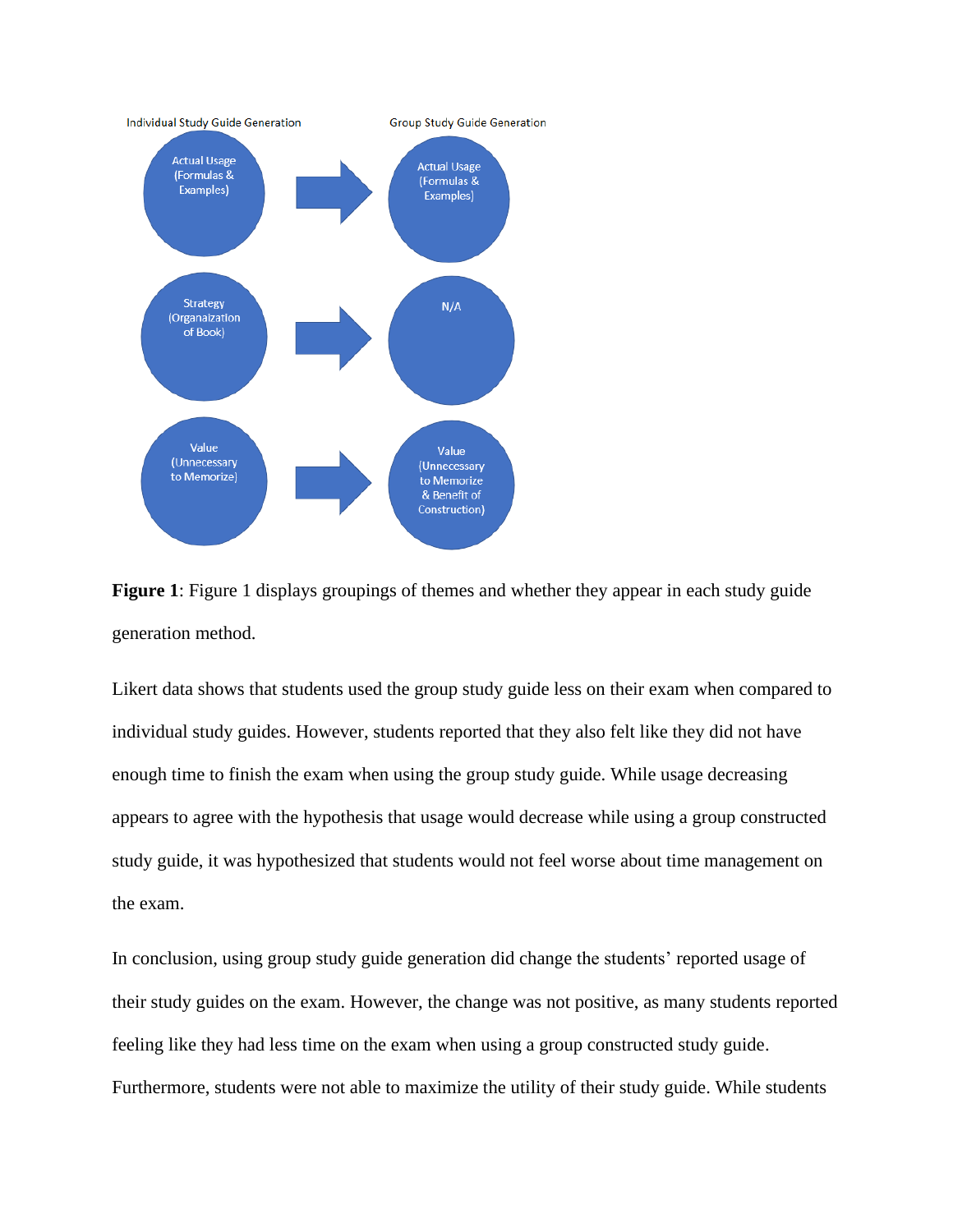| Individual Study Guide Generation | | Group Study Guide Generation |
|---|---|---|
| Actual Usage (Formulas & Examples) | → | Actual Usage (Formulas & Examples) |
| Strategy (Organaization of Book) | → | N/A |
| Value (Unnecessary to Memorize) | → | Value (Unnecessary to Memorize & Benefit of Construction) |

**Figure 1**: Figure 1 displays groupings of themes and whether they appear in each study guide generation method.

Likert data shows that students used the group study guide less on their exam when compared to individual study guides. However, students reported that they also felt like they did not have enough time to finish the exam when using the group study guide. While usage decreasing appears to agree with the hypothesis that usage would decrease while using a group constructed study guide, it was hypothesized that students would not feel worse about time management on the exam.

In conclusion, using group study guide generation did change the students' reported usage of their study guides on the exam. However, the change was not positive, as many students reported feeling like they had less time on the exam when using a group constructed study guide. Furthermore, students were not able to maximize the utility of their study guide. While students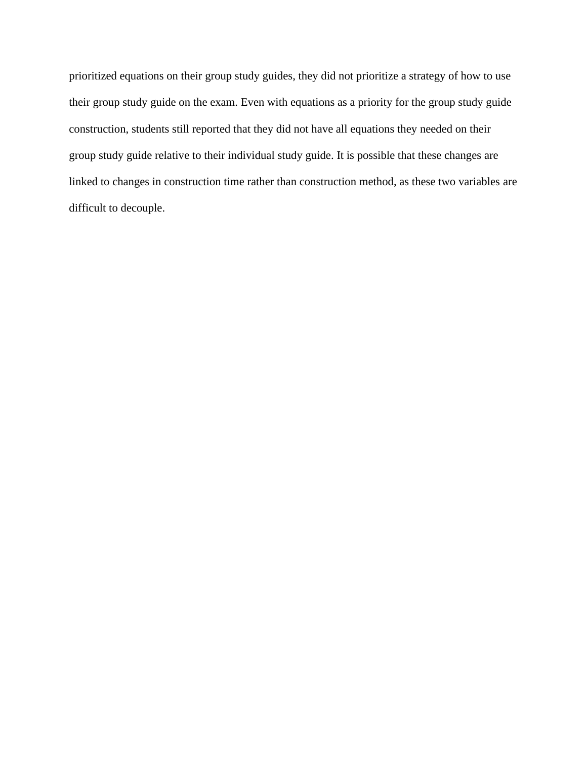prioritized equations on their group study guides, they did not prioritize a strategy of how to use their group study guide on the exam. Even with equations as a priority for the group study guide construction, students still reported that they did not have all equations they needed on their group study guide relative to their individual study guide. It is possible that these changes are linked to changes in construction time rather than construction method, as these two variables are difficult to decouple.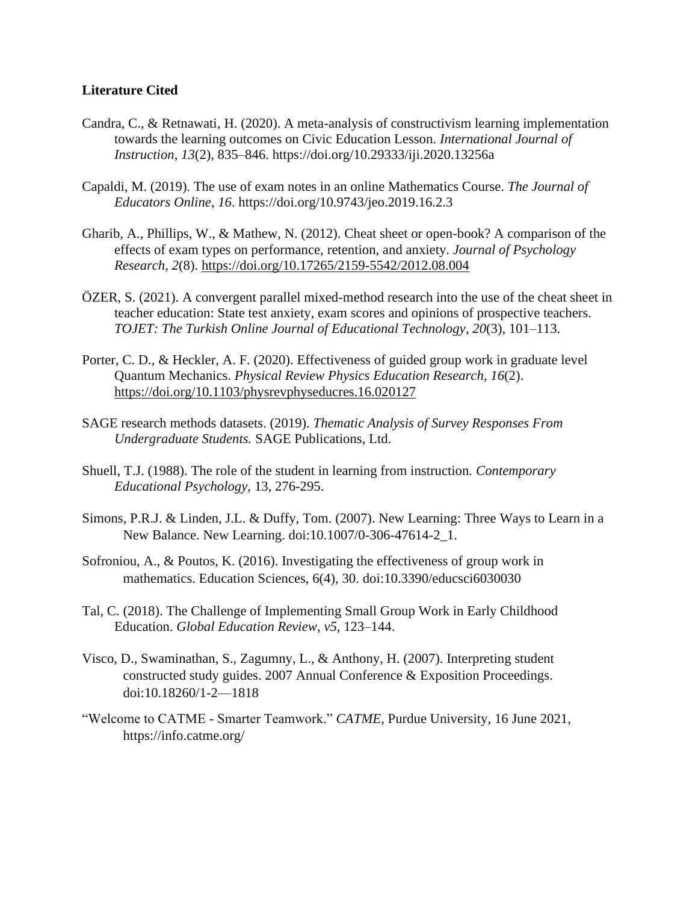**Literature Cited**

Candra, C., & Retnawati, H. (2020). A meta-analysis of constructivism learning implementation towards the learning outcomes on Civic Education Lesson. *International Journal of Instruction*, *13*(2), 835–846. https://doi.org/10.29333/iji.2020.13256a

Capaldi, M. (2019). The use of exam notes in an online Mathematics Course. *The Journal of Educators Online*, *16*. https://doi.org/10.9743/jeo.2019.16.2.3

Gharib, A., Phillips, W., & Mathew, N. (2012). Cheat sheet or open-book? A comparison of the effects of exam types on performance, retention, and anxiety. *Journal of Psychology Research*, *2*(8). https://doi.org/10.17265/2159-5542/2012.08.004

ÖZER, S. (2021). A convergent parallel mixed-method research into the use of the cheat sheet in teacher education: State test anxiety, exam scores and opinions of prospective teachers. *TOJET: The Turkish Online Journal of Educational Technology*, *20*(3), 101–113.

Porter, C. D., & Heckler, A. F. (2020). Effectiveness of guided group work in graduate level Quantum Mechanics. *Physical Review Physics Education Research*, *16*(2). https://doi.org/10.1103/physrevphyseducres.16.020127

SAGE research methods datasets. (2019). *Thematic Analysis of Survey Responses From Undergraduate Students.* SAGE Publications, Ltd.

Shuell, T.J. (1988). The role of the student in learning from instruction. *Contemporary Educational Psychology*, 13, 276-295.

Simons, P.R.J. & Linden, J.L. & Duffy, Tom. (2007). New Learning: Three Ways to Learn in a New Balance. New Learning. doi:10.1007/0-306-47614-2_1.

Sofroniou, A., & Poutos, K. (2016). Investigating the effectiveness of group work in mathematics. Education Sciences, 6(4), 30. doi:10.3390/educsci6030030

Tal, C. (2018). The Challenge of Implementing Small Group Work in Early Childhood Education. *Global Education Review*, *v5*, 123–144.

Visco, D., Swaminathan, S., Zagumny, L., & Anthony, H. (2007). Interpreting student constructed study guides. 2007 Annual Conference & Exposition Proceedings. doi:10.18260/1-2—1818

"Welcome to CATME - Smarter Teamwork." *CATME*, Purdue University, 16 June 2021, https://info.catme.org/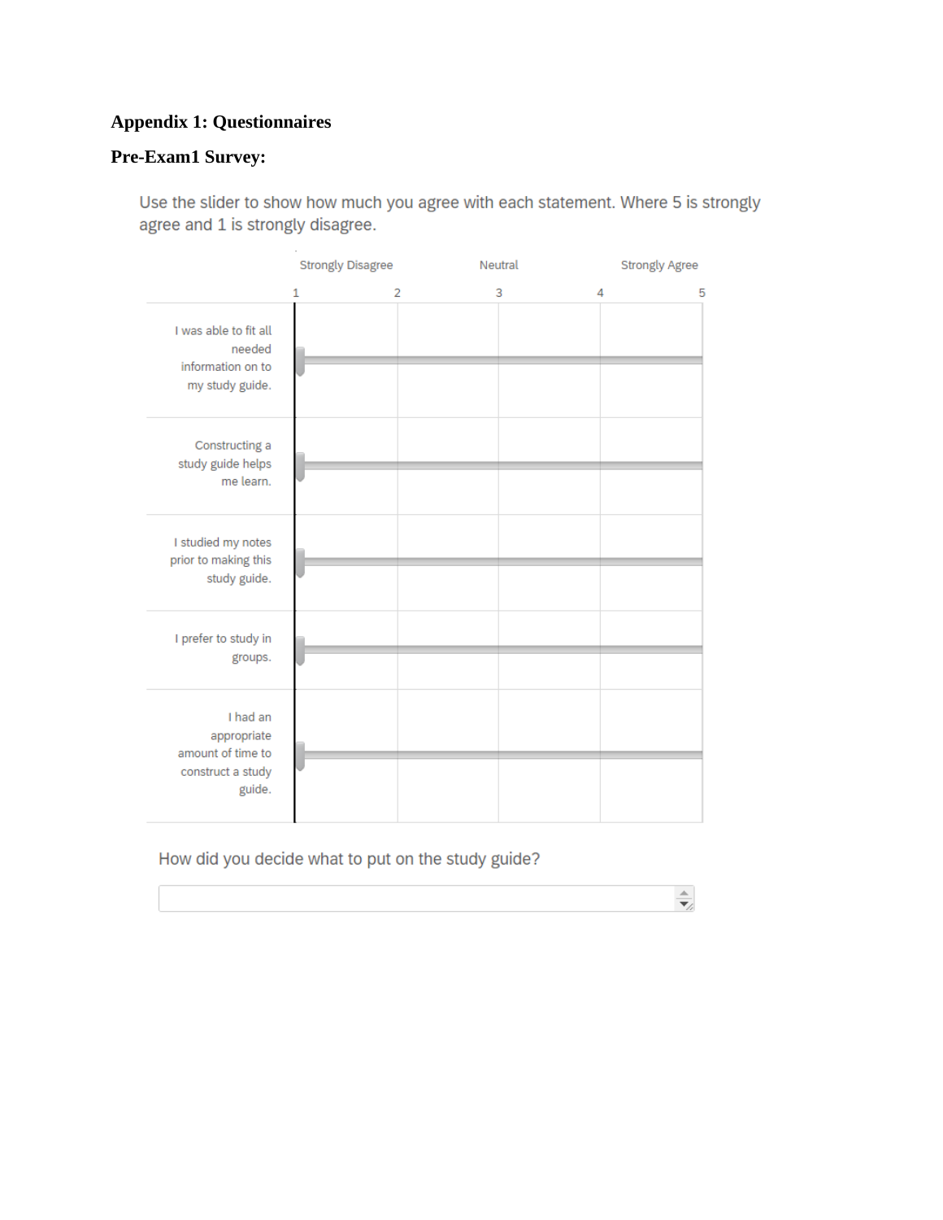## Appendix 1: Questionnaires

### Pre-Exam1 Survey:

Use the slider to show how much you agree with each statement. Where 5 is strongly agree and 1 is strongly disagree.

| | Strongly Disagree | | Neutral | | Strongly Agree |
|---|---|---|---|---|---|
| | 1 | 2 | 3 | 4 | 5 |
| I was able to fit all needed information on to my study guide. | | | | | |
| Constructing a study guide helps me learn. | | | | | |
| I studied my notes prior to making this study guide. | | | | | |
| I prefer to study in groups. | | | | | |
| I had an appropriate amount of time to construct a study guide. | | | | | |

How did you decide what to put on the study guide?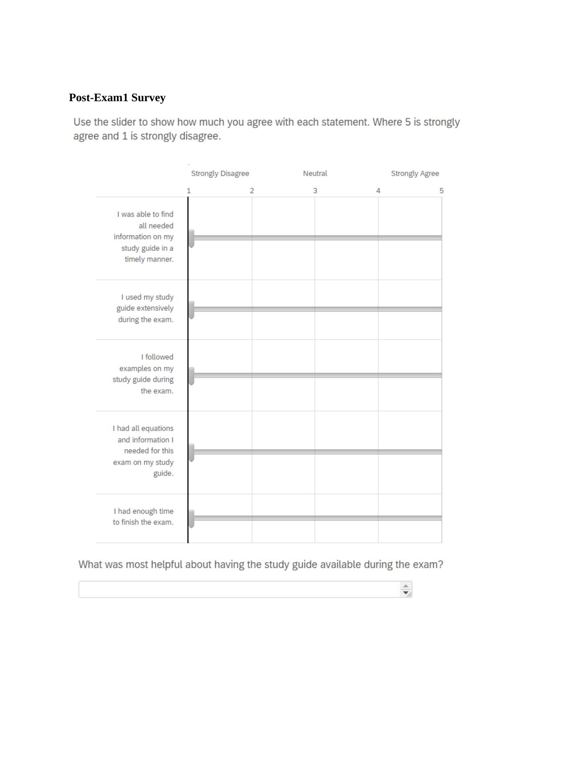**Post-Exam1 Survey**

Use the slider to show how much you agree with each statement. Where 5 is strongly agree and 1 is strongly disagree.

| | Strongly Disagree 1 | 2 | Neutral 3 | 4 | Strongly Agree 5 |
|---|---|---|---|---|---|
| I was able to find all needed information on my study guide in a timely manner. | | | | | |
| I used my study guide extensively during the exam. | | | | | |
| I followed examples on my study guide during the exam. | | | | | |
| I had all equations and information I needed for this exam on my study guide. | | | | | |
| I had enough time to finish the exam. | | | | | |

What was most helpful about having the study guide available during the exam?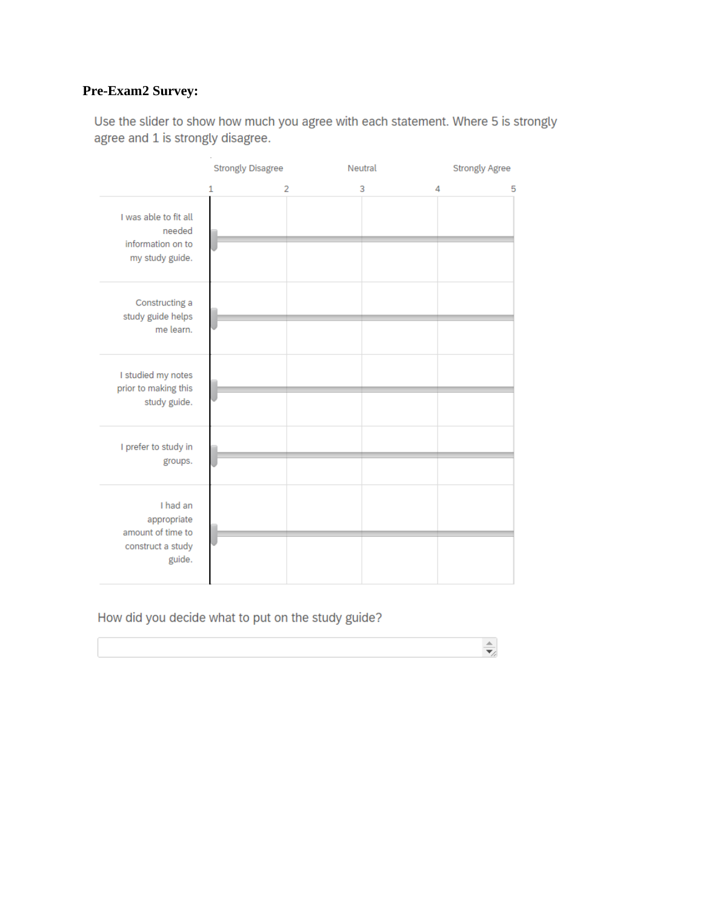**Pre-Exam2 Survey:**

Use the slider to show how much you agree with each statement. Where 5 is strongly agree and 1 is strongly disagree.

| | Strongly Disagree | | Neutral | | Strongly Agree |
|---|---|---|---|---|---|
| | 1 | 2 | 3 | 4 | 5 |
| I was able to fit all needed information on to my study guide. | | | | | |
| Constructing a study guide helps me learn. | | | | | |
| I studied my notes prior to making this study guide. | | | | | |
| I prefer to study in groups. | | | | | |
| I had an appropriate amount of time to construct a study guide. | | | | | |

How did you decide what to put on the study guide?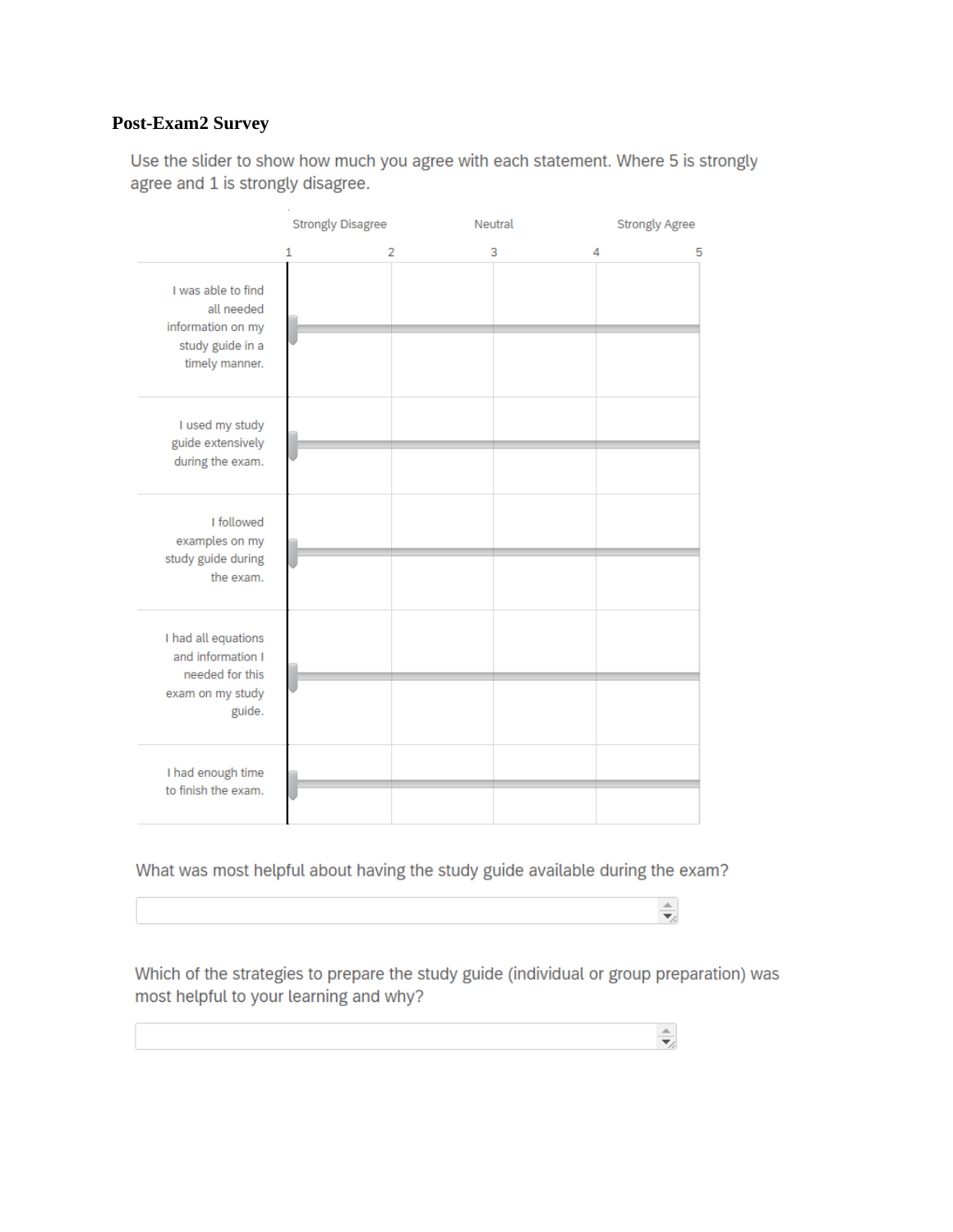**Post-Exam2 Survey**

Use the slider to show how much you agree with each statement. Where 5 is strongly agree and 1 is strongly disagree.

| | Strongly Disagree | | Neutral | | Strongly Agree |
|---|---|---|---|---|---|
| | 1 | 2 | 3 | 4 | 5 |
| I was able to find all needed information on my study guide in a timely manner. | | | | | |
| I used my study guide extensively during the exam. | | | | | |
| I followed examples on my study guide during the exam. | | | | | |
| I had all equations and information I needed for this exam on my study guide. | | | | | |
| I had enough time to finish the exam. | | | | | |

What was most helpful about having the study guide available during the exam?

Which of the strategies to prepare the study guide (individual or group preparation) was most helpful to your learning and why?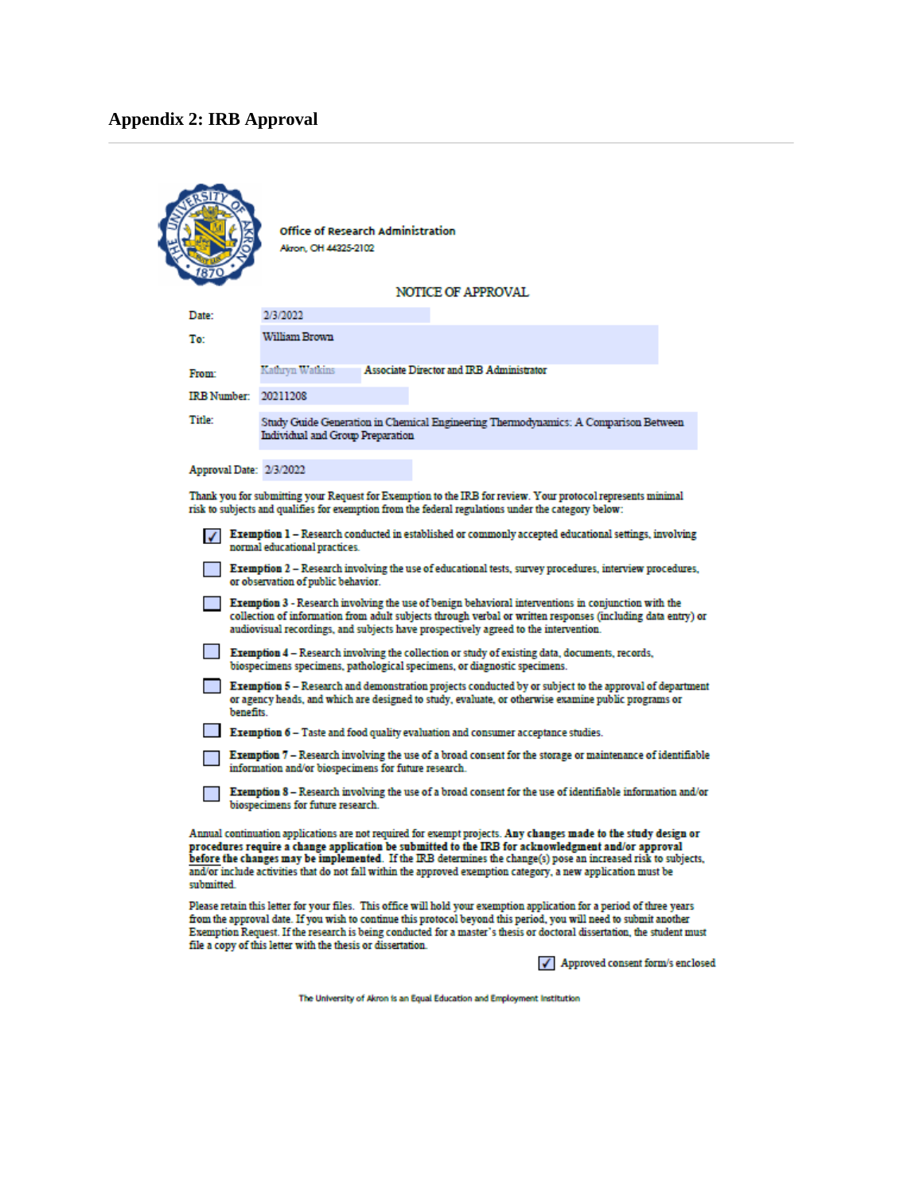## Appendix 2: IRB Approval

**Office of Research Administration**
Akron, OH 44325-2102

NOTICE OF APPROVAL

| | |
|---|---|
| Date: | 2/3/2022 |
| To: | William Brown |
| From: | Kathryn Watkins — Associate Director and IRB Administrator |
| IRB Number: | 20211208 |
| Title: | Study Guide Generation in Chemical Engineering Thermodynamics: A Comparison Between Individual and Group Preparation |

Approval Date: 2/3/2022

Thank you for submitting your Request for Exemption to the IRB for review. Your protocol represents minimal risk to subjects and qualifies for exemption from the federal regulations under the category below:

- [x] **Exemption 1** – Research conducted in established or commonly accepted educational settings, involving normal educational practices.
- [ ] **Exemption 2** – Research involving the use of educational tests, survey procedures, interview procedures, or observation of public behavior.
- [ ] **Exemption 3** - Research involving the use of benign behavioral interventions in conjunction with the collection of information from adult subjects through verbal or written responses (including data entry) or audiovisual recordings, and subjects have prospectively agreed to the intervention.
- [ ] **Exemption 4** – Research involving the collection or study of existing data, documents, records, biospecimens specimens, pathological specimens, or diagnostic specimens.
- [ ] **Exemption 5** – Research and demonstration projects conducted by or subject to the approval of department or agency heads, and which are designed to study, evaluate, or otherwise examine public programs or benefits.
- [ ] **Exemption 6** – Taste and food quality evaluation and consumer acceptance studies.
- [ ] **Exemption 7** – Research involving the use of a broad consent for the storage or maintenance of identifiable information and/or biospecimens for future research.
- [ ] **Exemption 8** – Research involving the use of a broad consent for the use of identifiable information and/or biospecimens for future research.

Annual continuation applications are not required for exempt projects. **Any changes made to the study design or procedures require a change application be submitted to the IRB for acknowledgment and/or approval before the changes may be implemented.** If the IRB determines the change(s) pose an increased risk to subjects, and/or include activities that do not fall within the approved exemption category, a new application must be submitted.

Please retain this letter for your files. This office will hold your exemption application for a period of three years from the approval date. If you wish to continue this protocol beyond this period, you will need to submit another Exemption Request. If the research is being conducted for a master's thesis or doctoral dissertation, the student must file a copy of this letter with the thesis or dissertation.

- [x] Approved consent form/s enclosed

The University of Akron is an Equal Education and Employment Institution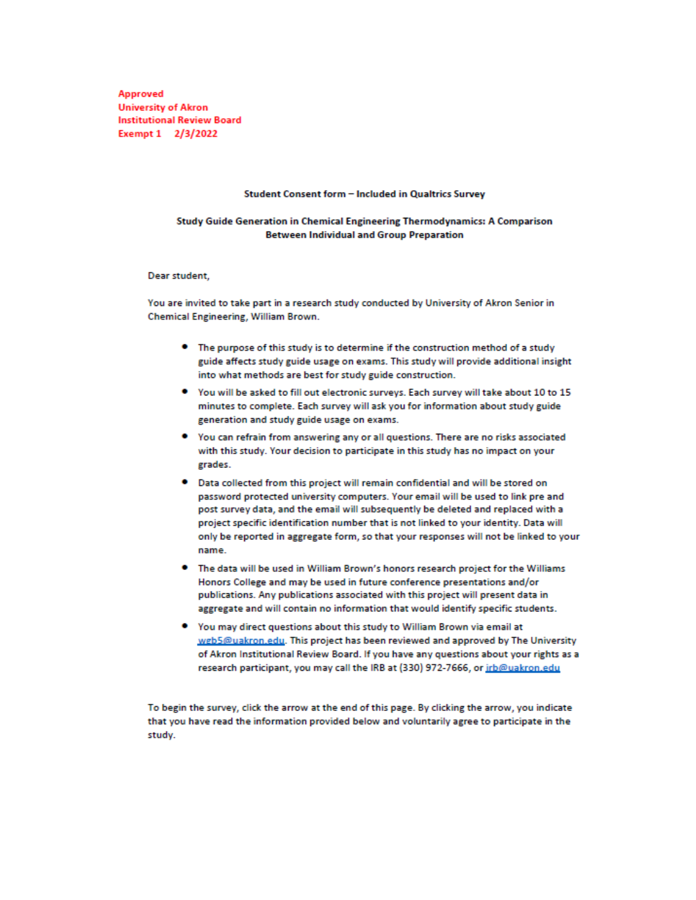**Approved**
**University of Akron**
**Institutional Review Board**
**Exempt 1 2/3/2022**

**Student Consent form – Included in Qualtrics Survey**

**Study Guide Generation in Chemical Engineering Thermodynamics: A Comparison Between Individual and Group Preparation**

Dear student,

You are invited to take part in a research study conducted by University of Akron Senior in Chemical Engineering, William Brown.

- The purpose of this study is to determine if the construction method of a study guide affects study guide usage on exams. This study will provide additional insight into what methods are best for study guide construction.
- You will be asked to fill out electronic surveys. Each survey will take about 10 to 15 minutes to complete. Each survey will ask you for information about study guide generation and study guide usage on exams.
- You can refrain from answering any or all questions. There are no risks associated with this study. Your decision to participate in this study has no impact on your grades.
- Data collected from this project will remain confidential and will be stored on password protected university computers. Your email will be used to link pre and post survey data, and the email will subsequently be deleted and replaced with a project specific identification number that is not linked to your identity. Data will only be reported in aggregate form, so that your responses will not be linked to your name.
- The data will be used in William Brown's honors research project for the Williams Honors College and may be used in future conference presentations and/or publications. Any publications associated with this project will present data in aggregate and will contain no information that would identify specific students.
- You may direct questions about this study to William Brown via email at web5@uakron.edu. This project has been reviewed and approved by The University of Akron Institutional Review Board. If you have any questions about your rights as a research participant, you may call the IRB at (330) 972-7666, or irb@uakron.edu

To begin the survey, click the arrow at the end of this page. By clicking the arrow, you indicate that you have read the information provided below and voluntarily agree to participate in the study.